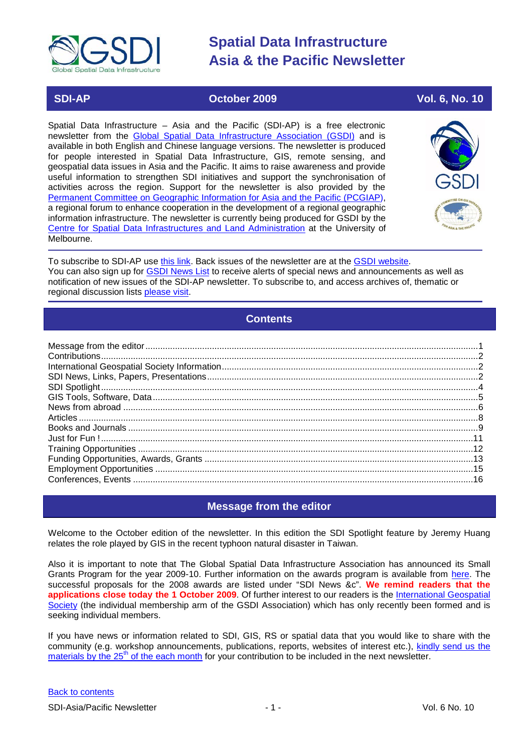# Spatial Data Infrastructure Asia & the Pacific Newsletter

**SDI-AP** | **October 2009** | **Vol. 6, No. 10**

Spatial Data Infrastructure – Asia and the Pacific (SDI-AP) is a free electronic newsletter from the Global Spatial Data Infrastructure Association (GSDI) and is available in both English and Chinese language versions. The newsletter is produced for people interested in Spatial Data Infrastructure, GIS, remote sensing, and geospatial data issues in Asia and the Pacific. It aims to raise awareness and provide useful information to strengthen SDI initiatives and support the synchronisation of activities across the region. Support for the newsletter is also provided by the Permanent Committee on Geographic Information for Asia and the Pacific (PCGIAP), a regional forum to enhance cooperation in the development of a regional geographic information infrastructure. The newsletter is currently being produced for GSDI by the Centre for Spatial Data Infrastructures and Land Administration at the University of Melbourne.

To subscribe to SDI-AP use this link. Back issues of the newsletter are at the GSDI website.
You can also sign up for GSDI News List to receive alerts of special news and announcements as well as notification of new issues of the SDI-AP newsletter. To subscribe to, and access archives of, thematic or regional discussion lists please visit.

## Contents

- Message from the editor ... 1
- Contributions ... 2
- International Geospatial Society Information ... 2
- SDI News, Links, Papers, Presentations ... 2
- SDI Spotlight ... 4
- GIS Tools, Software, Data ... 5
- News from abroad ... 6
- Articles ... 8
- Books and Journals ... 9
- Just for Fun ! ... 11
- Training Opportunities ... 12
- Funding Opportunities, Awards, Grants ... 13
- Employment Opportunities ... 15
- Conferences, Events ... 16

## Message from the editor

Welcome to the October edition of the newsletter. In this edition the SDI Spotlight feature by Jeremy Huang relates the role played by GIS in the recent typhoon natural disaster in Taiwan.

Also it is important to note that The Global Spatial Data Infrastructure Association has announced its Small Grants Program for the year 2009-10. Further information on the awards program is available from here. The successful proposals for the 2008 awards are listed under "SDI News &c". **We remind readers that the applications close today the 1 October 2009**. Of further interest to our readers is the International Geospatial Society (the individual membership arm of the GSDI Association) which has only recently been formed and is seeking individual members.

If you have news or information related to SDI, GIS, RS or spatial data that you would like to share with the community (e.g. workshop announcements, publications, reports, websites of interest etc.), kindly send us the materials by the 25th of the each month for your contribution to be included in the next newsletter.

Back to contents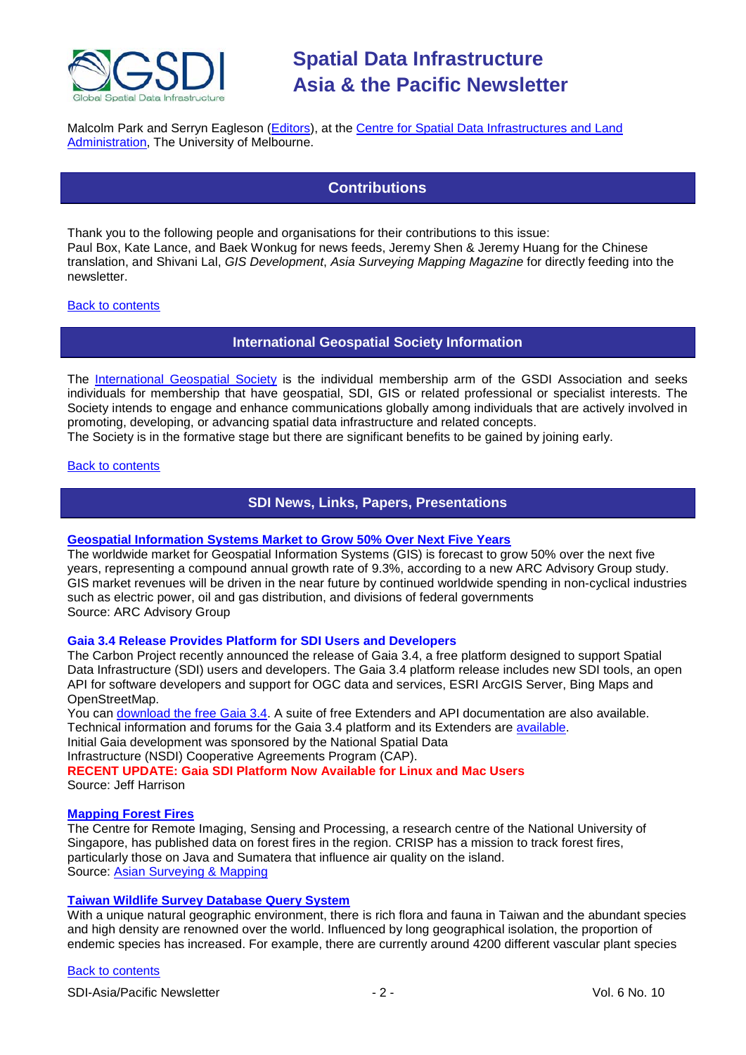Malcolm Park and Serryn Eagleson (Editors), at the Centre for Spatial Data Infrastructures and Land Administration, The University of Melbourne.

## Contributions

Thank you to the following people and organisations for their contributions to this issue:
Paul Box, Kate Lance, and Baek Wonkug for news feeds, Jeremy Shen & Jeremy Huang for the Chinese translation, and Shivani Lal, *GIS Development*, *Asia Surveying Mapping Magazine* for directly feeding into the newsletter.

Back to contents

## International Geospatial Society Information

The International Geospatial Society is the individual membership arm of the GSDI Association and seeks individuals for membership that have geospatial, SDI, GIS or related professional or specialist interests. The Society intends to engage and enhance communications globally among individuals that are actively involved in promoting, developing, or advancing spatial data infrastructure and related concepts.
The Society is in the formative stage but there are significant benefits to be gained by joining early.

Back to contents

## SDI News, Links, Papers, Presentations

### Geospatial Information Systems Market to Grow 50% Over Next Five Years

The worldwide market for Geospatial Information Systems (GIS) is forecast to grow 50% over the next five years, representing a compound annual growth rate of 9.3%, according to a new ARC Advisory Group study. GIS market revenues will be driven in the near future by continued worldwide spending in non-cyclical industries such as electric power, oil and gas distribution, and divisions of federal governments
Source: ARC Advisory Group

### Gaia 3.4 Release Provides Platform for SDI Users and Developers

The Carbon Project recently announced the release of Gaia 3.4, a free platform designed to support Spatial Data Infrastructure (SDI) users and developers. The Gaia 3.4 platform release includes new SDI tools, an open API for software developers and support for OGC data and services, ESRI ArcGIS Server, Bing Maps and OpenStreetMap.
You can download the free Gaia 3.4. A suite of free Extenders and API documentation are also available. Technical information and forums for the Gaia 3.4 platform and its Extenders are available.
Initial Gaia development was sponsored by the National Spatial Data Infrastructure (NSDI) Cooperative Agreements Program (CAP).
**RECENT UPDATE: Gaia SDI Platform Now Available for Linux and Mac Users**
Source: Jeff Harrison

### Mapping Forest Fires

The Centre for Remote Imaging, Sensing and Processing, a research centre of the National University of Singapore, has published data on forest fires in the region. CRISP has a mission to track forest fires, particularly those on Java and Sumatera that influence air quality on the island.
Source: Asian Surveying & Mapping

### Taiwan Wildlife Survey Database Query System

With a unique natural geographic environment, there is rich flora and fauna in Taiwan and the abundant species and high density are renowned over the world. Influenced by long geographical isolation, the proportion of endemic species has increased. For example, there are currently around 4200 different vascular plant species

Back to contents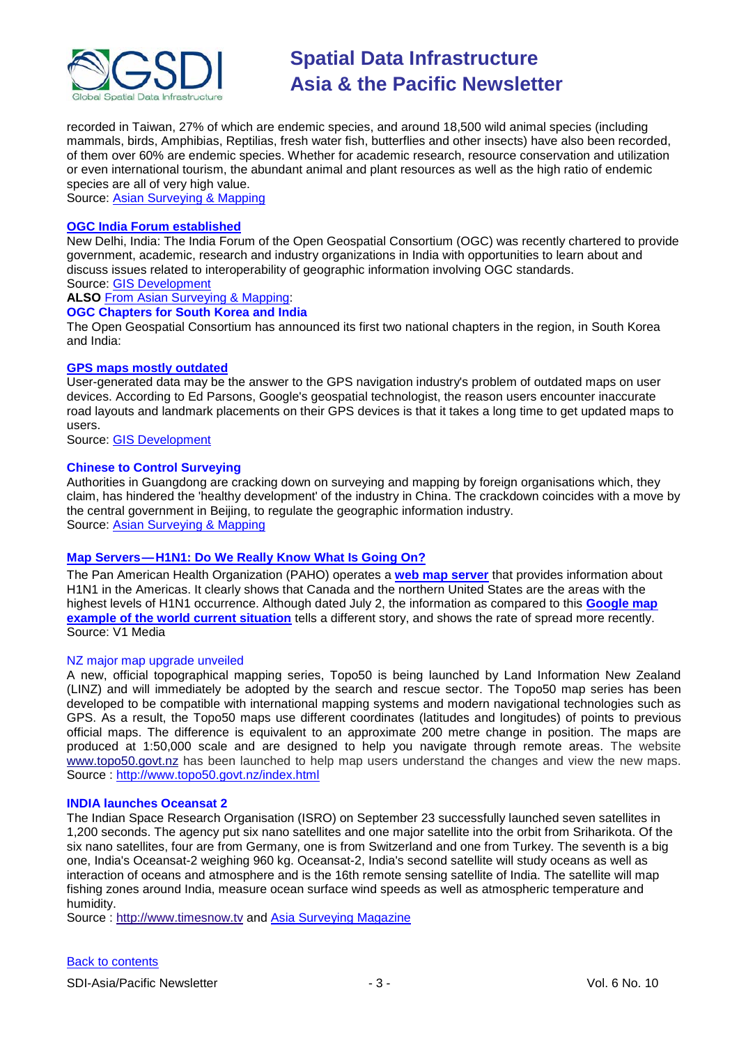recorded in Taiwan, 27% of which are endemic species, and around 18,500 wild animal species (including mammals, birds, Amphibias, Reptilias, fresh water fish, butterflies and other insects) have also been recorded, of them over 60% are endemic species. Whether for academic research, resource conservation and utilization or even international tourism, the abundant animal and plant resources as well as the high ratio of endemic species are all of very high value.
Source: Asian Surveying & Mapping

### OGC India Forum established

New Delhi, India: The India Forum of the Open Geospatial Consortium (OGC) was recently chartered to provide government, academic, research and industry organizations in India with opportunities to learn about and discuss issues related to interoperability of geographic information involving OGC standards.
Source: GIS Development

**ALSO** From Asian Surveying & Mapping:

### OGC Chapters for South Korea and India

The Open Geospatial Consortium has announced its first two national chapters in the region, in South Korea and India:

### GPS maps mostly outdated

User-generated data may be the answer to the GPS navigation industry's problem of outdated maps on user devices. According to Ed Parsons, Google's geospatial technologist, the reason users encounter inaccurate road layouts and landmark placements on their GPS devices is that it takes a long time to get updated maps to users.
Source: GIS Development

### Chinese to Control Surveying

Authorities in Guangdong are cracking down on surveying and mapping by foreign organisations which, they claim, has hindered the 'healthy development' of the industry in China. The crackdown coincides with a move by the central government in Beijing, to regulate the geographic information industry.
Source: Asian Surveying & Mapping

### Map Servers—H1N1: Do We Really Know What Is Going On?

The Pan American Health Organization (PAHO) operates a **web map server** that provides information about H1N1 in the Americas. It clearly shows that Canada and the northern United States are the areas with the highest levels of H1N1 occurrence. Although dated July 2, the information as compared to this **Google map example of the world current situation** tells a different story, and shows the rate of spread more recently.
Source: V1 Media

### NZ major map upgrade unveiled

A new, official topographical mapping series, Topo50 is being launched by Land Information New Zealand (LINZ) and will immediately be adopted by the search and rescue sector. The Topo50 map series has been developed to be compatible with international mapping systems and modern navigational technologies such as GPS. As a result, the Topo50 maps use different coordinates (latitudes and longitudes) of points to previous official maps. The difference is equivalent to an approximate 200 metre change in position. The maps are produced at 1:50,000 scale and are designed to help you navigate through remote areas. The website www.topo50.govt.nz has been launched to help map users understand the changes and view the new maps.
Source : http://www.topo50.govt.nz/index.html

### INDIA launches Oceansat 2

The Indian Space Research Organisation (ISRO) on September 23 successfully launched seven satellites in 1,200 seconds. The agency put six nano satellites and one major satellite into the orbit from Sriharikota. Of the six nano satellites, four are from Germany, one is from Switzerland and one from Turkey. The seventh is a big one, India's Oceansat-2 weighing 960 kg. Oceansat-2, India's second satellite will study oceans as well as interaction of oceans and atmosphere and is the 16th remote sensing satellite of India. The satellite will map fishing zones around India, measure ocean surface wind speeds as well as atmospheric temperature and humidity.
Source : http://www.timesnow.tv and Asia Surveying Magazine

Back to contents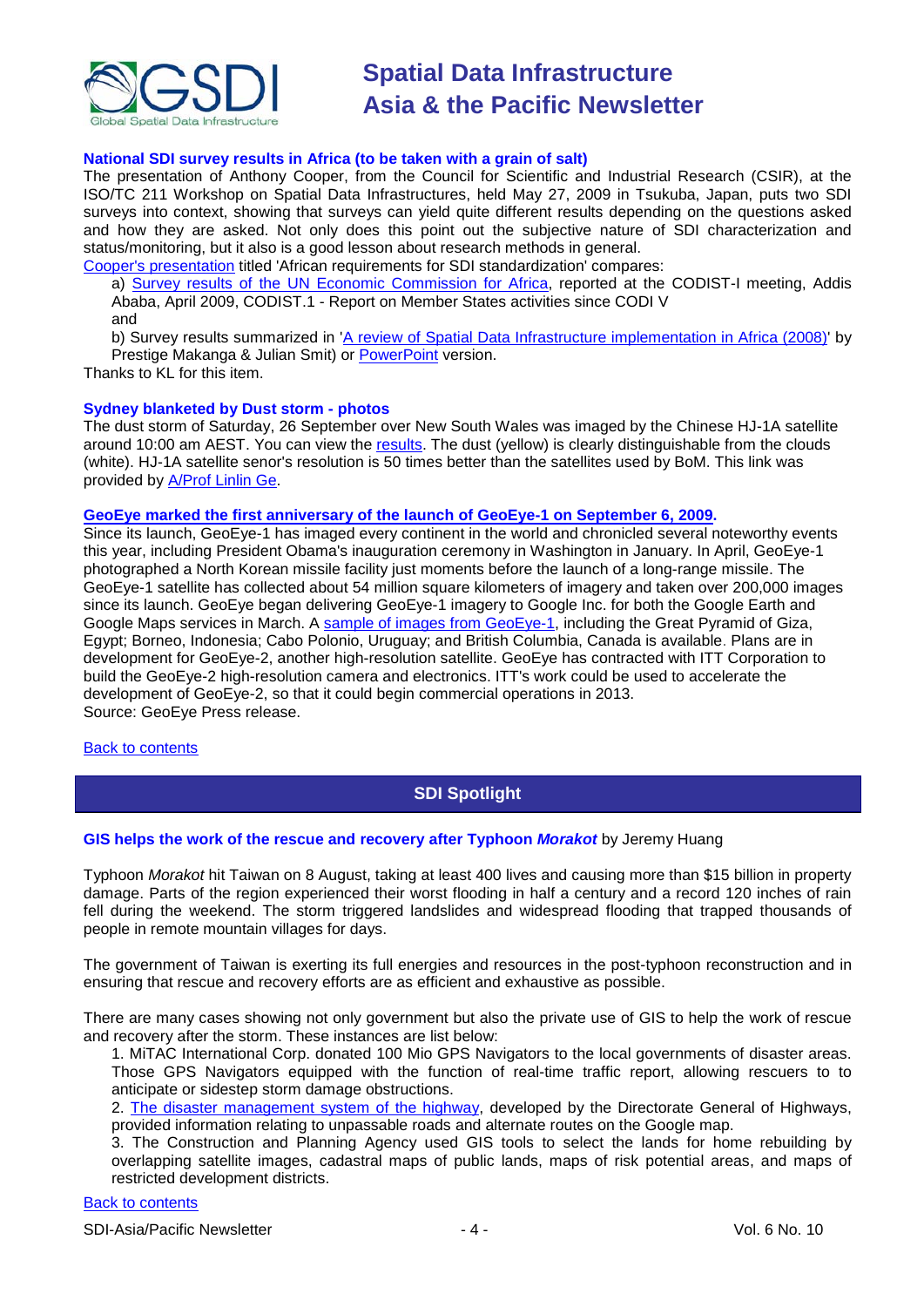### National SDI survey results in Africa (to be taken with a grain of salt)

The presentation of Anthony Cooper, from the Council for Scientific and Industrial Research (CSIR), at the ISO/TC 211 Workshop on Spatial Data Infrastructures, held May 27, 2009 in Tsukuba, Japan, puts two SDI surveys into context, showing that surveys can yield quite different results depending on the questions asked and how they are asked. Not only does this point out the subjective nature of SDI characterization and status/monitoring, but it also is a good lesson about research methods in general.

Cooper's presentation titled 'African requirements for SDI standardization' compares:

a) Survey results of the UN Economic Commission for Africa, reported at the CODIST-I meeting, Addis Ababa, April 2009, CODIST.1 - Report on Member States activities since CODI V
and

b) Survey results summarized in 'A review of Spatial Data Infrastructure implementation in Africa (2008)' by Prestige Makanga & Julian Smit) or PowerPoint version.

Thanks to KL for this item.

### Sydney blanketed by Dust storm - photos

The dust storm of Saturday, 26 September over New South Wales was imaged by the Chinese HJ-1A satellite around 10:00 am AEST. You can view the results. The dust (yellow) is clearly distinguishable from the clouds (white). HJ-1A satellite senor's resolution is 50 times better than the satellites used by BoM. This link was provided by A/Prof Linlin Ge.

### GeoEye marked the first anniversary of the launch of GeoEye-1 on September 6, 2009.

Since its launch, GeoEye-1 has imaged every continent in the world and chronicled several noteworthy events this year, including President Obama's inauguration ceremony in Washington in January. In April, GeoEye-1 photographed a North Korean missile facility just moments before the launch of a long-range missile. The GeoEye-1 satellite has collected about 54 million square kilometers of imagery and taken over 200,000 images since its launch. GeoEye began delivering GeoEye-1 imagery to Google Inc. for both the Google Earth and Google Maps services in March. A sample of images from GeoEye-1, including the Great Pyramid of Giza, Egypt; Borneo, Indonesia; Cabo Polonio, Uruguay; and British Columbia, Canada is available. Plans are in development for GeoEye-2, another high-resolution satellite. GeoEye has contracted with ITT Corporation to build the GeoEye-2 high-resolution camera and electronics. ITT's work could be used to accelerate the development of GeoEye-2, so that it could begin commercial operations in 2013.
Source: GeoEye Press release.

Back to contents

## SDI Spotlight

### GIS helps the work of the rescue and recovery after Typhoon *Morakot* by Jeremy Huang

Typhoon *Morakot* hit Taiwan on 8 August, taking at least 400 lives and causing more than $15 billion in property damage. Parts of the region experienced their worst flooding in half a century and a record 120 inches of rain fell during the weekend. The storm triggered landslides and widespread flooding that trapped thousands of people in remote mountain villages for days.

The government of Taiwan is exerting its full energies and resources in the post-typhoon reconstruction and in ensuring that rescue and recovery efforts are as efficient and exhaustive as possible.

There are many cases showing not only government but also the private use of GIS to help the work of rescue and recovery after the storm. These instances are list below:

1. MiTAC International Corp. donated 100 Mio GPS Navigators to the local governments of disaster areas. Those GPS Navigators equipped with the function of real-time traffic report, allowing rescuers to to anticipate or sidestep storm damage obstructions.
2. The disaster management system of the highway, developed by the Directorate General of Highways, provided information relating to unpassable roads and alternate routes on the Google map.
3. The Construction and Planning Agency used GIS tools to select the lands for home rebuilding by overlapping satellite images, cadastral maps of public lands, maps of risk potential areas, and maps of restricted development districts.

Back to contents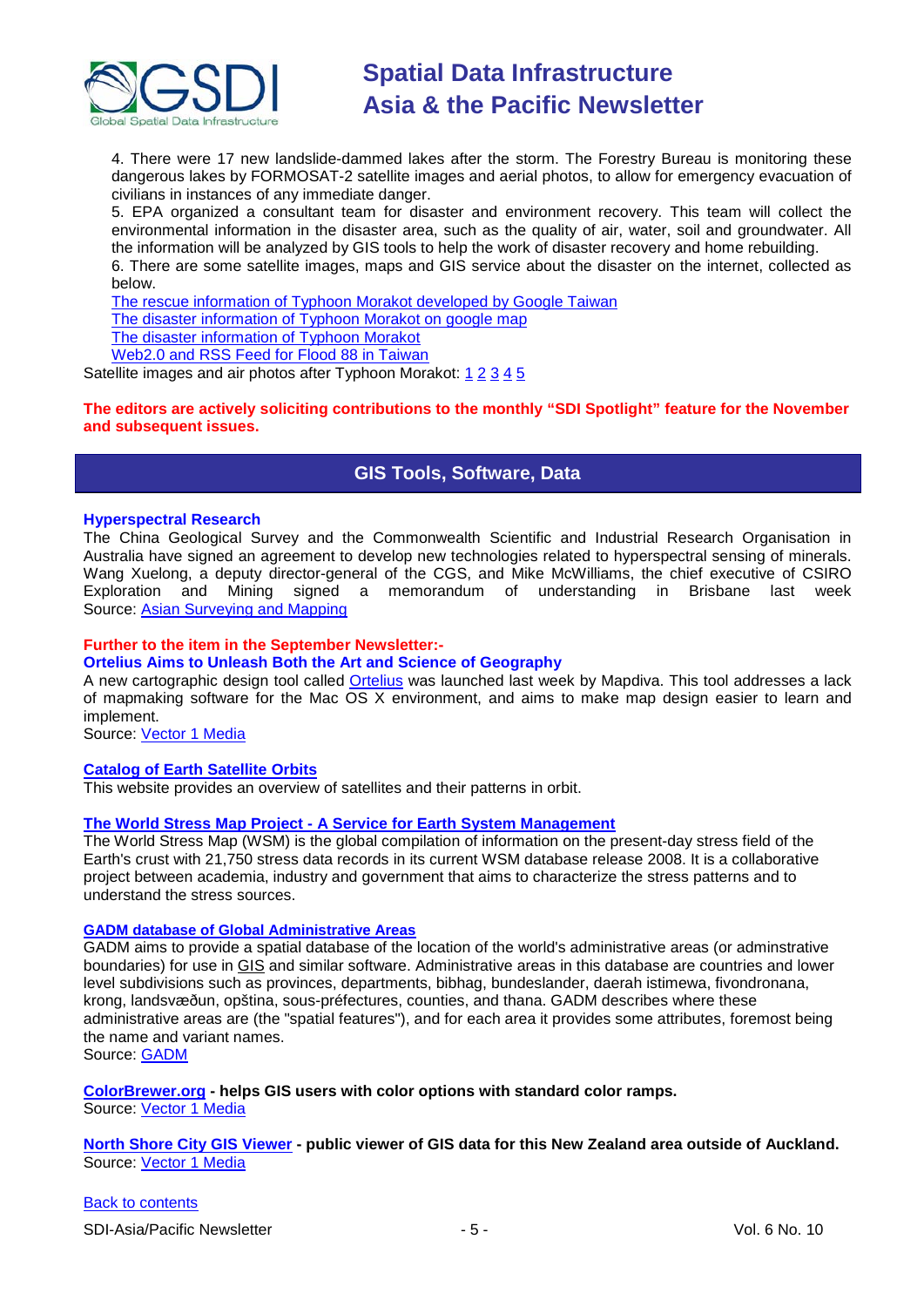4. There were 17 new landslide-dammed lakes after the storm. The Forestry Bureau is monitoring these dangerous lakes by FORMOSAT-2 satellite images and aerial photos, to allow for emergency evacuation of civilians in instances of any immediate danger.

5. EPA organized a consultant team for disaster and environment recovery. This team will collect the environmental information in the disaster area, such as the quality of air, water, soil and groundwater. All the information will be analyzed by GIS tools to help the work of disaster recovery and home rebuilding.

6. There are some satellite images, maps and GIS service about the disaster on the internet, collected as below.

The rescue information of Typhoon Morakot developed by Google Taiwan
The disaster information of Typhoon Morakot on google map
The disaster information of Typhoon Morakot
Web2.0 and RSS Feed for Flood 88 in Taiwan

Satellite images and air photos after Typhoon Morakot: 1 2 3 4 5

**The editors are actively soliciting contributions to the monthly "SDI Spotlight" feature for the November and subsequent issues.**

## GIS Tools, Software, Data

### Hyperspectral Research

The China Geological Survey and the Commonwealth Scientific and Industrial Research Organisation in Australia have signed an agreement to develop new technologies related to hyperspectral sensing of minerals. Wang Xuelong, a deputy director-general of the CGS, and Mike McWilliams, the chief executive of CSIRO Exploration and Mining signed a memorandum of understanding in Brisbane last week
Source: Asian Surveying and Mapping

**Further to the item in the September Newsletter:-**

### Ortelius Aims to Unleash Both the Art and Science of Geography

A new cartographic design tool called Ortelius was launched last week by Mapdiva. This tool addresses a lack of mapmaking software for the Mac OS X environment, and aims to make map design easier to learn and implement.
Source: Vector 1 Media

### Catalog of Earth Satellite Orbits

This website provides an overview of satellites and their patterns in orbit.

### The World Stress Map Project - A Service for Earth System Management

The World Stress Map (WSM) is the global compilation of information on the present-day stress field of the Earth's crust with 21,750 stress data records in its current WSM database release 2008. It is a collaborative project between academia, industry and government that aims to characterize the stress patterns and to understand the stress sources.

### GADM database of Global Administrative Areas

GADM aims to provide a spatial database of the location of the world's administrative areas (or adminstrative boundaries) for use in GIS and similar software. Administrative areas in this database are countries and lower level subdivisions such as provinces, departments, bibhag, bundeslander, daerah istimewa, fivondronana, krong, landsvæðun, opština, sous-préfectures, counties, and thana. GADM describes where these administrative areas are (the "spatial features"), and for each area it provides some attributes, foremost being the name and variant names.
Source: GADM

**ColorBrewer.org - helps GIS users with color options with standard color ramps.**
Source: Vector 1 Media

**North Shore City GIS Viewer - public viewer of GIS data for this New Zealand area outside of Auckland.**
Source: Vector 1 Media

Back to contents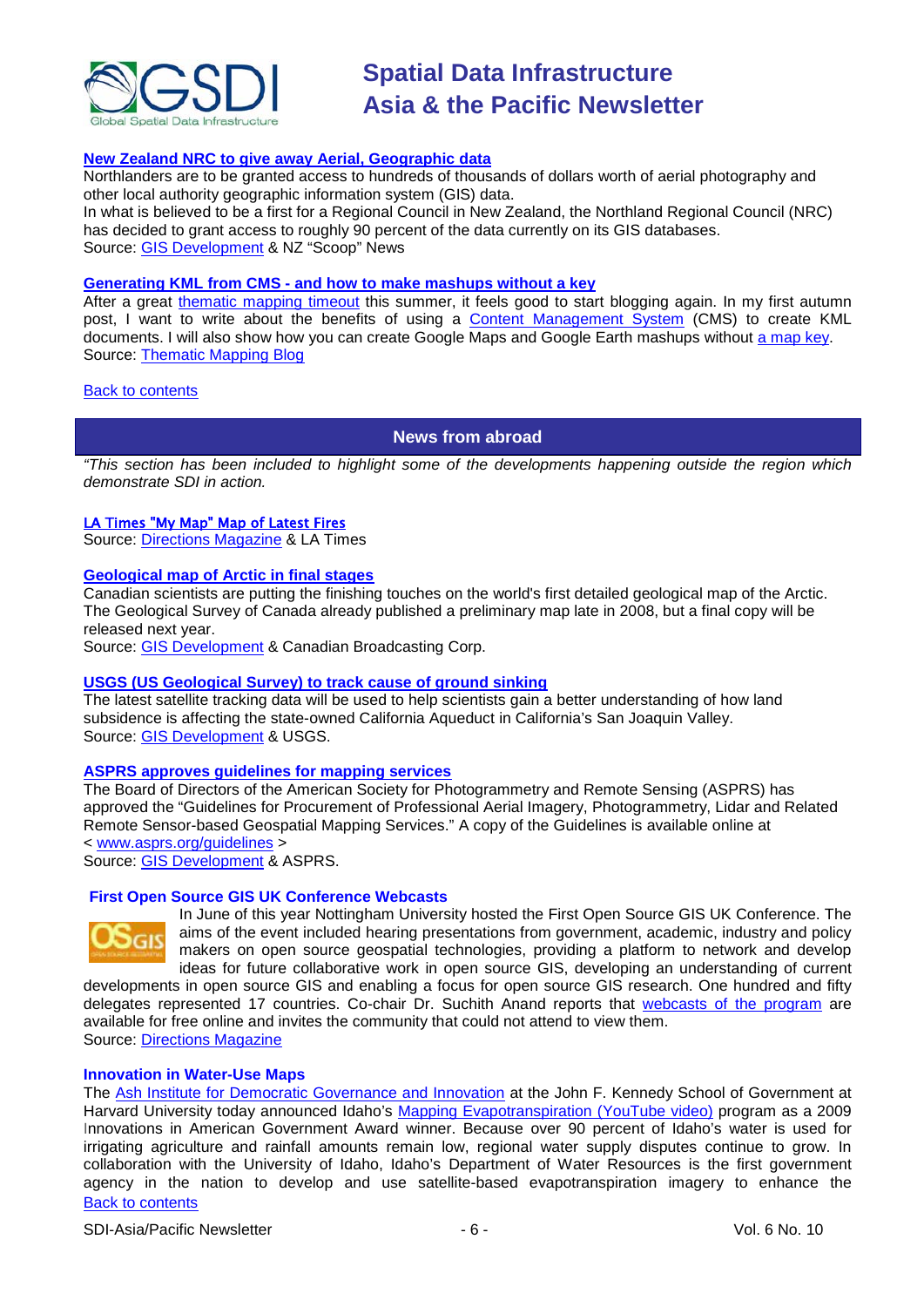**New Zealand NRC to give away Aerial, Geographic data**

Northlanders are to be granted access to hundreds of thousands of dollars worth of aerial photography and other local authority geographic information system (GIS) data.

In what is believed to be a first for a Regional Council in New Zealand, the Northland Regional Council (NRC) has decided to grant access to roughly 90 percent of the data currently on its GIS databases.

Source: GIS Development & NZ "Scoop" News

**Generating KML from CMS - and how to make mashups without a key**

After a great thematic mapping timeout this summer, it feels good to start blogging again. In my first autumn post, I want to write about the benefits of using a Content Management System (CMS) to create KML documents. I will also show how you can create Google Maps and Google Earth mashups without a map key.

Source: Thematic Mapping Blog

Back to contents

## News from abroad

*"This section has been included to highlight some of the developments happening outside the region which demonstrate SDI in action.*

**LA Times "My Map" Map of Latest Fires**

Source: Directions Magazine & LA Times

**Geological map of Arctic in final stages**

Canadian scientists are putting the finishing touches on the world's first detailed geological map of the Arctic. The Geological Survey of Canada already published a preliminary map late in 2008, but a final copy will be released next year.

Source: GIS Development & Canadian Broadcasting Corp.

**USGS (US Geological Survey) to track cause of ground sinking**

The latest satellite tracking data will be used to help scientists gain a better understanding of how land subsidence is affecting the state-owned California Aqueduct in California's San Joaquin Valley.

Source: GIS Development & USGS.

**ASPRS approves guidelines for mapping services**

The Board of Directors of the American Society for Photogrammetry and Remote Sensing (ASPRS) has approved the "Guidelines for Procurement of Professional Aerial Imagery, Photogrammetry, Lidar and Related Remote Sensor-based Geospatial Mapping Services." A copy of the Guidelines is available online at < www.asprs.org/guidelines >

Source: GIS Development & ASPRS.

**First Open Source GIS UK Conference Webcasts**

In June of this year Nottingham University hosted the First Open Source GIS UK Conference. The aims of the event included hearing presentations from government, academic, industry and policy makers on open source geospatial technologies, providing a platform to network and develop ideas for future collaborative work in open source GIS, developing an understanding of current developments in open source GIS and enabling a focus for open source GIS research. One hundred and fifty delegates represented 17 countries. Co-chair Dr. Suchith Anand reports that webcasts of the program are available for free online and invites the community that could not attend to view them.

Source: Directions Magazine

**Innovation in Water-Use Maps**

The Ash Institute for Democratic Governance and Innovation at the John F. Kennedy School of Government at Harvard University today announced Idaho's Mapping Evapotranspiration (YouTube video) program as a 2009 Innovations in American Government Award winner. Because over 90 percent of Idaho's water is used for irrigating agriculture and rainfall amounts remain low, regional water supply disputes continue to grow. In collaboration with the University of Idaho, Idaho's Department of Water Resources is the first government agency in the nation to develop and use satellite-based evapotranspiration imagery to enhance the

Back to contents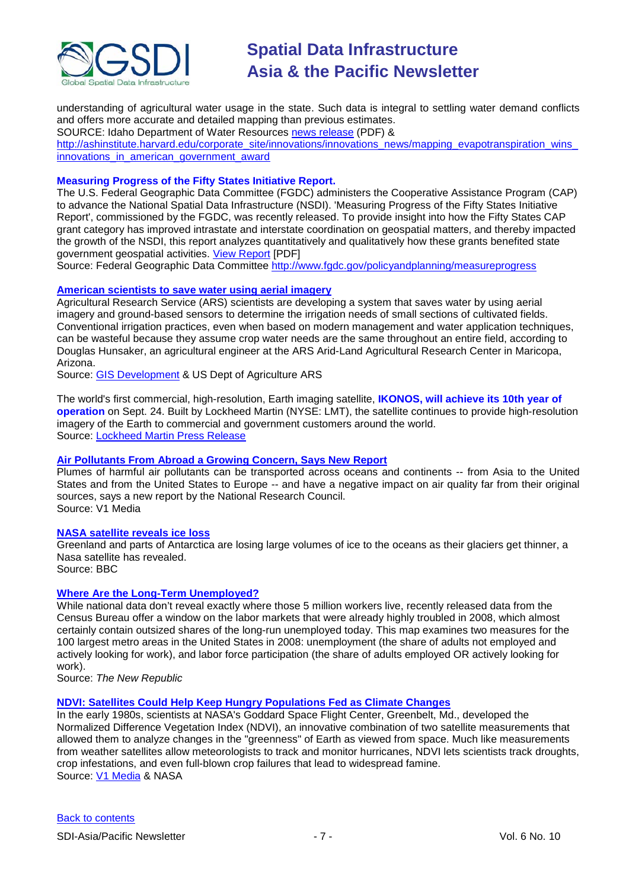understanding of agricultural water usage in the state. Such data is integral to settling water demand conflicts and offers more accurate and detailed mapping than previous estimates.
SOURCE: Idaho Department of Water Resources [news release](#) (PDF) &
[http://ashinstitute.harvard.edu/corporate_site/innovations/innovations_news/mapping_evapotranspiration_wins_innovations_in_american_government_award](http://ashinstitute.harvard.edu/corporate_site/innovations/innovations_news/mapping_evapotranspiration_wins_innovations_in_american_government_award)

**Measuring Progress of the Fifty States Initiative Report.**
The U.S. Federal Geographic Data Committee (FGDC) administers the Cooperative Assistance Program (CAP) to advance the National Spatial Data Infrastructure (NSDI). 'Measuring Progress of the Fifty States Initiative Report', commissioned by the FGDC, was recently released. To provide insight into how the Fifty States CAP grant category has improved intrastate and interstate coordination on geospatial matters, and thereby impacted the growth of the NSDI, this report analyzes quantitatively and qualitatively how these grants benefited state government geospatial activities. [View Report](#) [PDF]
Source: Federal Geographic Data Committee [http://www.fgdc.gov/policyandplanning/measureprogress](http://www.fgdc.gov/policyandplanning/measureprogress)

**[American scientists to save water using aerial imagery](#)**
Agricultural Research Service (ARS) scientists are developing a system that saves water by using aerial imagery and ground-based sensors to determine the irrigation needs of small sections of cultivated fields. Conventional irrigation practices, even when based on modern management and water application techniques, can be wasteful because they assume crop water needs are the same throughout an entire field, according to Douglas Hunsaker, an agricultural engineer at the ARS Arid-Land Agricultural Research Center in Maricopa, Arizona.
Source: [GIS Development](#) & US Dept of Agriculture ARS

The world's first commercial, high-resolution, Earth imaging satellite, **IKONOS, will achieve its 10th year of operation** on Sept. 24. Built by Lockheed Martin (NYSE: LMT), the satellite continues to provide high-resolution imagery of the Earth to commercial and government customers around the world.
Source: [Lockheed Martin Press Release](#)

**[Air Pollutants From Abroad a Growing Concern, Says New Report](#)**
Plumes of harmful air pollutants can be transported across oceans and continents -- from Asia to the United States and from the United States to Europe -- and have a negative impact on air quality far from their original sources, says a new report by the National Research Council.
Source: V1 Media

**[NASA satellite reveals ice loss](#)**
Greenland and parts of Antarctica are losing large volumes of ice to the oceans as their glaciers get thinner, a Nasa satellite has revealed.
Source: BBC

**[Where Are the Long-Term Unemployed?](#)**
While national data don't reveal exactly where those 5 million workers live, recently released data from the Census Bureau offer a window on the labor markets that were already highly troubled in 2008, which almost certainly contain outsized shares of the long-run unemployed today. This map examines two measures for the 100 largest metro areas in the United States in 2008: unemployment (the share of adults not employed and actively looking for work), and labor force participation (the share of adults employed OR actively looking for work).
Source: *The New Republic*

**[NDVI: Satellites Could Help Keep Hungry Populations Fed as Climate Changes](#)**
In the early 1980s, scientists at NASA's Goddard Space Flight Center, Greenbelt, Md., developed the Normalized Difference Vegetation Index (NDVI), an innovative combination of two satellite measurements that allowed them to analyze changes in the "greenness" of Earth as viewed from space. Much like measurements from weather satellites allow meteorologists to track and monitor hurricanes, NDVI lets scientists track droughts, crop infestations, and even full-blown crop failures that lead to widespread famine.
Source: [V1 Media](#) & NASA

[Back to contents](#)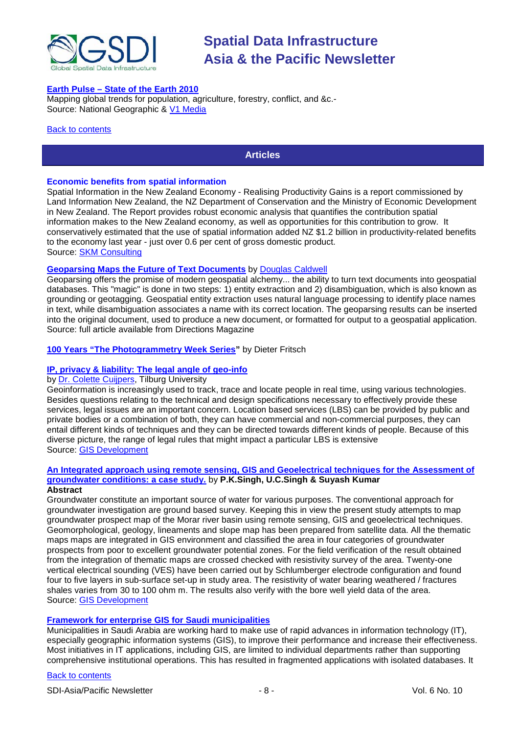**Earth Pulse – State of the Earth 2010**
Mapping global trends for population, agriculture, forestry, conflict, and &c.-
Source: National Geographic & V1 Media

Back to contents

## Articles

### Economic benefits from spatial information

Spatial Information in the New Zealand Economy - Realising Productivity Gains is a report commissioned by Land Information New Zealand, the NZ Department of Conservation and the Ministry of Economic Development in New Zealand. The Report provides robust economic analysis that quantifies the contribution spatial information makes to the New Zealand economy, as well as opportunities for this contribution to grow. It conservatively estimated that the use of spatial information added NZ $1.2 billion in productivity-related benefits to the economy last year - just over 0.6 per cent of gross domestic product.
Source: SKM Consulting

**Geoparsing Maps the Future of Text Documents** by Douglas Caldwell
Geoparsing offers the promise of modern geospatial alchemy... the ability to turn text documents into geospatial databases. This "magic" is done in two steps: 1) entity extraction and 2) disambiguation, which is also known as grounding or geotagging. Geospatial entity extraction uses natural language processing to identify place names in text, while disambiguation associates a name with its correct location. The geoparsing results can be inserted into the original document, used to produce a new document, or formatted for output to a geospatial application.
Source: full article available from Directions Magazine

**100 Years "The Photogrammetry Week Series"** by Dieter Fritsch

**IP, privacy & liability: The legal angle of geo-info**
by Dr. Colette Cuijpers, Tilburg University
Geoinformation is increasingly used to track, trace and locate people in real time, using various technologies. Besides questions relating to the technical and design specifications necessary to effectively provide these services, legal issues are an important concern. Location based services (LBS) can be provided by public and private bodies or a combination of both, they can have commercial and non-commercial purposes, they can entail different kinds of techniques and they can be directed towards different kinds of people. Because of this diverse picture, the range of legal rules that might impact a particular LBS is extensive
Source: GIS Development

**An Integrated approach using remote sensing, GIS and Geoelectrical techniques for the Assessment of groundwater conditions: a case study.** by **P.K.Singh, U.C.Singh & Suyash Kumar**
**Abstract**
Groundwater constitute an important source of water for various purposes. The conventional approach for groundwater investigation are ground based survey. Keeping this in view the present study attempts to map groundwater prospect map of the Morar river basin using remote sensing, GIS and geoelectrical techniques. Geomorphological, geology, lineaments and slope map has been prepared from satellite data. All the thematic maps maps are integrated in GIS environment and classified the area in four categories of groundwater prospects from poor to excellent groundwater potential zones. For the field verification of the result obtained from the integration of thematic maps are crossed checked with resistivity survey of the area. Twenty-one vertical electrical sounding (VES) have been carried out by Schlumberger electrode configuration and found four to five layers in sub-surface set-up in study area. The resistivity of water bearing weathered / fractures shales varies from 30 to 100 ohm m. The results also verify with the bore well yield data of the area.
Source: GIS Development

**Framework for enterprise GIS for Saudi municipalities**
Municipalities in Saudi Arabia are working hard to make use of rapid advances in information technology (IT), especially geographic information systems (GIS), to improve their performance and increase their effectiveness. Most initiatives in IT applications, including GIS, are limited to individual departments rather than supporting comprehensive institutional operations. This has resulted in fragmented applications with isolated databases. It

Back to contents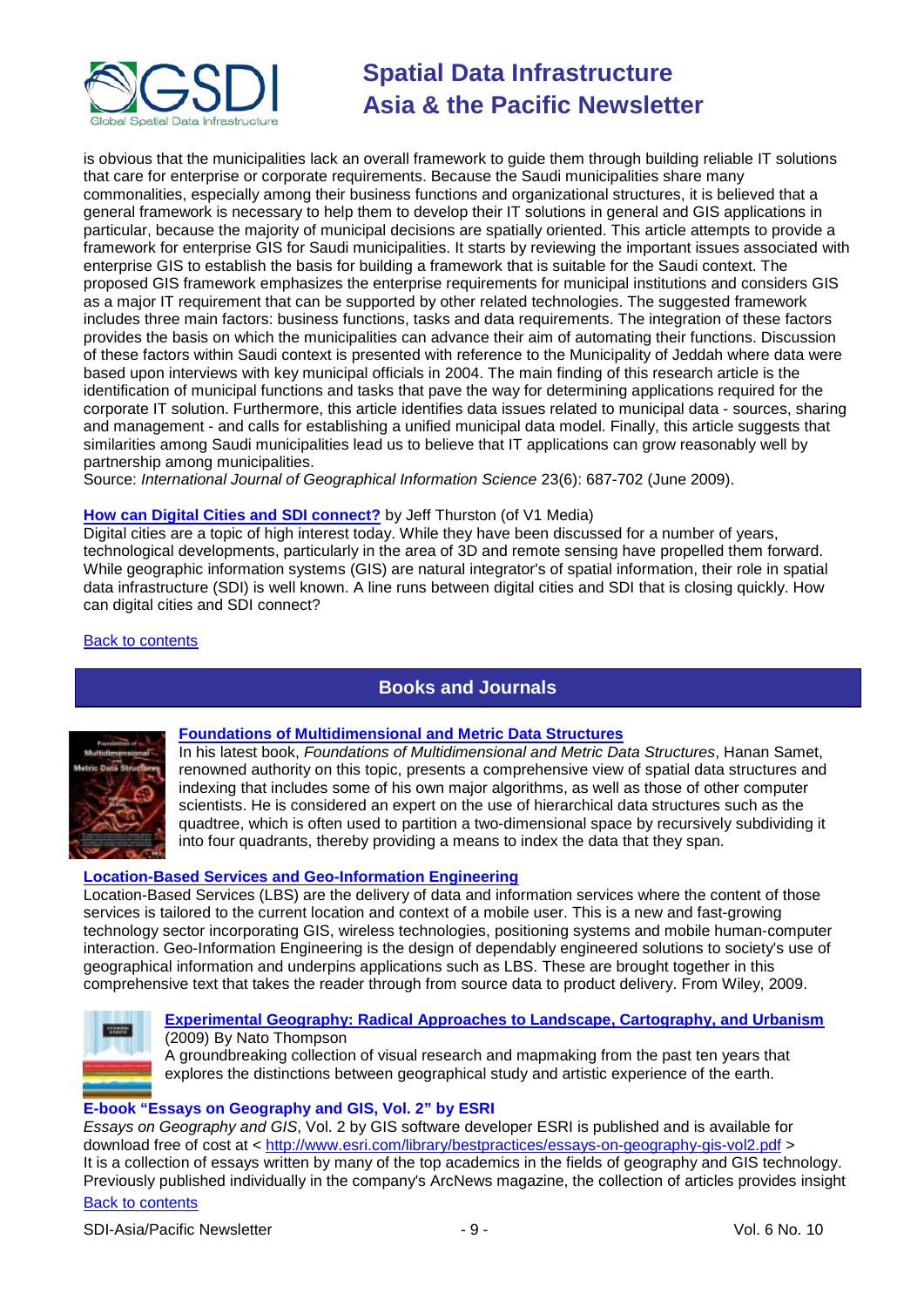is obvious that the municipalities lack an overall framework to guide them through building reliable IT solutions that care for enterprise or corporate requirements. Because the Saudi municipalities share many commonalities, especially among their business functions and organizational structures, it is believed that a general framework is necessary to help them to develop their IT solutions in general and GIS applications in particular, because the majority of municipal decisions are spatially oriented. This article attempts to provide a framework for enterprise GIS for Saudi municipalities. It starts by reviewing the important issues associated with enterprise GIS to establish the basis for building a framework that is suitable for the Saudi context. The proposed GIS framework emphasizes the enterprise requirements for municipal institutions and considers GIS as a major IT requirement that can be supported by other related technologies. The suggested framework includes three main factors: business functions, tasks and data requirements. The integration of these factors provides the basis on which the municipalities can advance their aim of automating their functions. Discussion of these factors within Saudi context is presented with reference to the Municipality of Jeddah where data were based upon interviews with key municipal officials in 2004. The main finding of this research article is the identification of municipal functions and tasks that pave the way for determining applications required for the corporate IT solution. Furthermore, this article identifies data issues related to municipal data - sources, sharing and management - and calls for establishing a unified municipal data model. Finally, this article suggests that similarities among Saudi municipalities lead us to believe that IT applications can grow reasonably well by partnership among municipalities.
Source: *International Journal of Geographical Information Science* 23(6): 687-702 (June 2009).

**How can Digital Cities and SDI connect?** by Jeff Thurston (of V1 Media)
Digital cities are a topic of high interest today. While they have been discussed for a number of years, technological developments, particularly in the area of 3D and remote sensing have propelled them forward. While geographic information systems (GIS) are natural integrator's of spatial information, their role in spatial data infrastructure (SDI) is well known. A line runs between digital cities and SDI that is closing quickly. How can digital cities and SDI connect?

Back to contents

## Books and Journals

**Foundations of Multidimensional and Metric Data Structures**
In his latest book, *Foundations of Multidimensional and Metric Data Structures*, Hanan Samet, renowned authority on this topic, presents a comprehensive view of spatial data structures and indexing that includes some of his own major algorithms, as well as those of other computer scientists. He is considered an expert on the use of hierarchical data structures such as the quadtree, which is often used to partition a two-dimensional space by recursively subdividing it into four quadrants, thereby providing a means to index the data that they span.

**Location-Based Services and Geo-Information Engineering**
Location-Based Services (LBS) are the delivery of data and information services where the content of those services is tailored to the current location and context of a mobile user. This is a new and fast-growing technology sector incorporating GIS, wireless technologies, positioning systems and mobile human-computer interaction. Geo-Information Engineering is the design of dependably engineered solutions to society's use of geographical information and underpins applications such as LBS. These are brought together in this comprehensive text that takes the reader through from source data to product delivery. From Wiley, 2009.

**Experimental Geography: Radical Approaches to Landscape, Cartography, and Urbanism**
(2009) By Nato Thompson
A groundbreaking collection of visual research and mapmaking from the past ten years that explores the distinctions between geographical study and artistic experience of the earth.

**E-book "Essays on Geography and GIS, Vol. 2" by ESRI**
*Essays on Geography and GIS*, Vol. 2 by GIS software developer ESRI is published and is available for download free of cost at < http://www.esri.com/library/bestpractices/essays-on-geography-gis-vol2.pdf >
It is a collection of essays written by many of the top academics in the fields of geography and GIS technology. Previously published individually in the company's ArcNews magazine, the collection of articles provides insight

Back to contents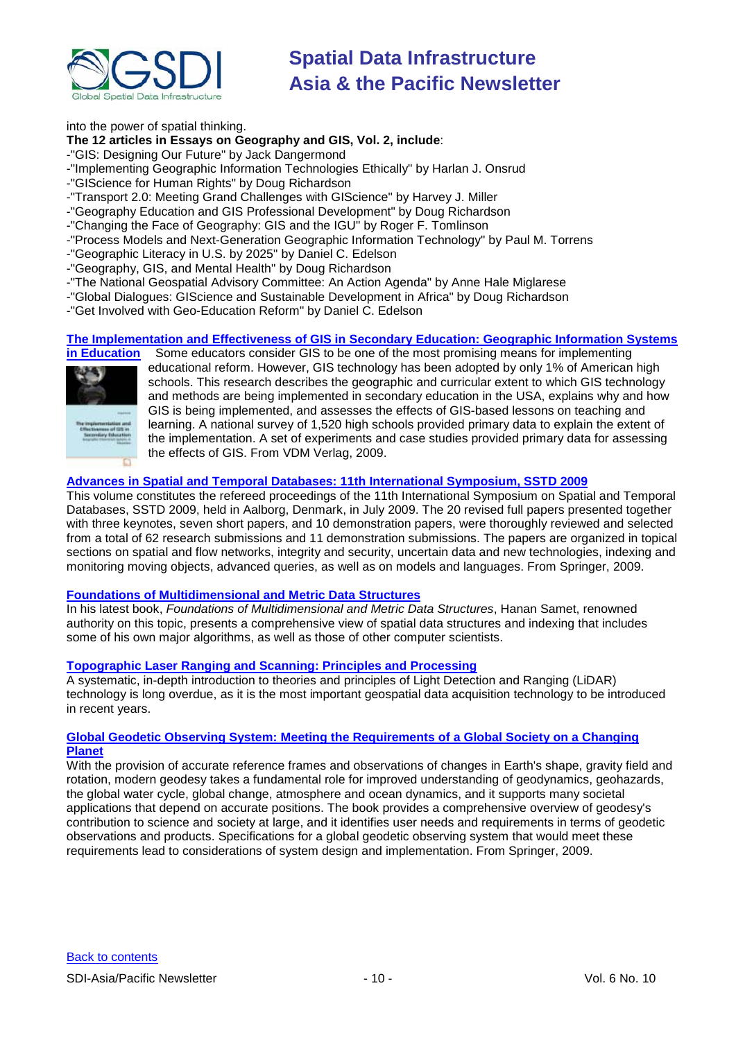into the power of spatial thinking.

**The 12 articles in Essays on Geography and GIS, Vol. 2, include**:

-"GIS: Designing Our Future" by Jack Dangermond
-"Implementing Geographic Information Technologies Ethically" by Harlan J. Onsrud
-"GIScience for Human Rights" by Doug Richardson
-"Transport 2.0: Meeting Grand Challenges with GIScience" by Harvey J. Miller
-"Geography Education and GIS Professional Development" by Doug Richardson
-"Changing the Face of Geography: GIS and the IGU" by Roger F. Tomlinson
-"Process Models and Next-Generation Geographic Information Technology" by Paul M. Torrens
-"Geographic Literacy in U.S. by 2025" by Daniel C. Edelson
-"Geography, GIS, and Mental Health" by Doug Richardson
-"The National Geospatial Advisory Committee: An Action Agenda" by Anne Hale Miglarese
-"Global Dialogues: GIScience and Sustainable Development in Africa" by Doug Richardson
-"Get Involved with Geo-Education Reform" by Daniel C. Edelson

**The Implementation and Effectiveness of GIS in Secondary Education: Geographic Information Systems in Education**

Some educators consider GIS to be one of the most promising means for implementing educational reform. However, GIS technology has been adopted by only 1% of American high schools. This research describes the geographic and curricular extent to which GIS technology and methods are being implemented in secondary education in the USA, explains why and how GIS is being implemented, and assesses the effects of GIS-based lessons on teaching and learning. A national survey of 1,520 high schools provided primary data to explain the extent of the implementation. A set of experiments and case studies provided primary data for assessing the effects of GIS. From VDM Verlag, 2009.

**Advances in Spatial and Temporal Databases: 11th International Symposium, SSTD 2009**

This volume constitutes the refereed proceedings of the 11th International Symposium on Spatial and Temporal Databases, SSTD 2009, held in Aalborg, Denmark, in July 2009. The 20 revised full papers presented together with three keynotes, seven short papers, and 10 demonstration papers, were thoroughly reviewed and selected from a total of 62 research submissions and 11 demonstration submissions. The papers are organized in topical sections on spatial and flow networks, integrity and security, uncertain data and new technologies, indexing and monitoring moving objects, advanced queries, as well as on models and languages. From Springer, 2009.

**Foundations of Multidimensional and Metric Data Structures**

In his latest book, *Foundations of Multidimensional and Metric Data Structures*, Hanan Samet, renowned authority on this topic, presents a comprehensive view of spatial data structures and indexing that includes some of his own major algorithms, as well as those of other computer scientists.

**Topographic Laser Ranging and Scanning: Principles and Processing**

A systematic, in-depth introduction to theories and principles of Light Detection and Ranging (LiDAR) technology is long overdue, as it is the most important geospatial data acquisition technology to be introduced in recent years.

**Global Geodetic Observing System: Meeting the Requirements of a Global Society on a Changing Planet**

With the provision of accurate reference frames and observations of changes in Earth's shape, gravity field and rotation, modern geodesy takes a fundamental role for improved understanding of geodynamics, geohazards, the global water cycle, global change, atmosphere and ocean dynamics, and it supports many societal applications that depend on accurate positions. The book provides a comprehensive overview of geodesy's contribution to science and society at large, and it identifies user needs and requirements in terms of geodetic observations and products. Specifications for a global geodetic observing system that would meet these requirements lead to considerations of system design and implementation. From Springer, 2009.

Back to contents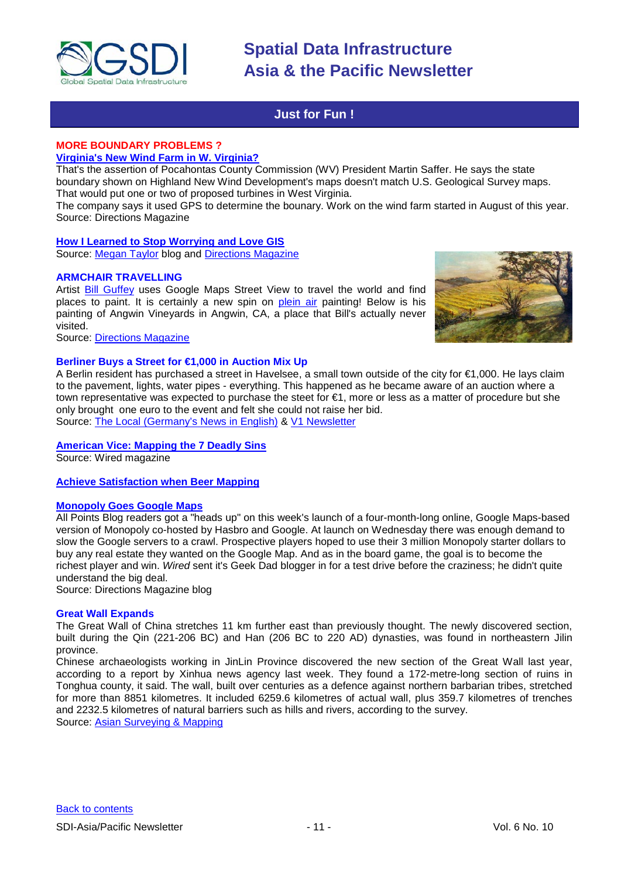## Just for Fun !

### MORE BOUNDARY PROBLEMS ?

**Virginia's New Wind Farm in W. Virginia?**

That's the assertion of Pocahontas County Commission (WV) President Martin Saffer. He says the state boundary shown on Highland New Wind Development's maps doesn't match U.S. Geological Survey maps. That would put one or two of proposed turbines in West Virginia.

The company says it used GPS to determine the bounary. Work on the wind farm started in August of this year.
Source: Directions Magazine

**How I Learned to Stop Worrying and Love GIS**

Source: Megan Taylor blog and Directions Magazine

### ARMCHAIR TRAVELLING

Artist Bill Guffey uses Google Maps Street View to travel the world and find places to paint. It is certainly a new spin on plein air painting! Below is his painting of Angwin Vineyards in Angwin, CA, a place that Bill's actually never visited.
Source: Directions Magazine

**Berliner Buys a Street for €1,000 in Auction Mix Up**

A Berlin resident has purchased a street in Havelsee, a small town outside of the city for €1,000. He lays claim to the pavement, lights, water pipes - everything. This happened as he became aware of an auction where a town representative was expected to purchase the steet for €1, more or less as a matter of procedure but she only brought one euro to the event and felt she could not raise her bid.
Source: The Local (Germany's News in English) & V1 Newsletter

**American Vice: Mapping the 7 Deadly Sins**

Source: Wired magazine

**Achieve Satisfaction when Beer Mapping**

**Monopoly Goes Google Maps**

All Points Blog readers got a "heads up" on this week's launch of a four-month-long online, Google Maps-based version of Monopoly co-hosted by Hasbro and Google. At launch on Wednesday there was enough demand to slow the Google servers to a crawl. Prospective players hoped to use their 3 million Monopoly starter dollars to buy any real estate they wanted on the Google Map. And as in the board game, the goal is to become the richest player and win. *Wired* sent it's Geek Dad blogger in for a test drive before the craziness; he didn't quite understand the big deal.
Source: Directions Magazine blog

### Great Wall Expands

The Great Wall of China stretches 11 km further east than previously thought. The newly discovered section, built during the Qin (221-206 BC) and Han (206 BC to 220 AD) dynasties, was found in northeastern Jilin province.

Chinese archaeologists working in JinLin Province discovered the new section of the Great Wall last year, according to a report by Xinhua news agency last week. They found a 172-metre-long section of ruins in Tonghua county, it said. The wall, built over centuries as a defence against northern barbarian tribes, stretched for more than 8851 kilometres. It included 6259.6 kilometres of actual wall, plus 359.7 kilometres of trenches and 2232.5 kilometres of natural barriers such as hills and rivers, according to the survey.
Source: Asian Surveying & Mapping

Back to contents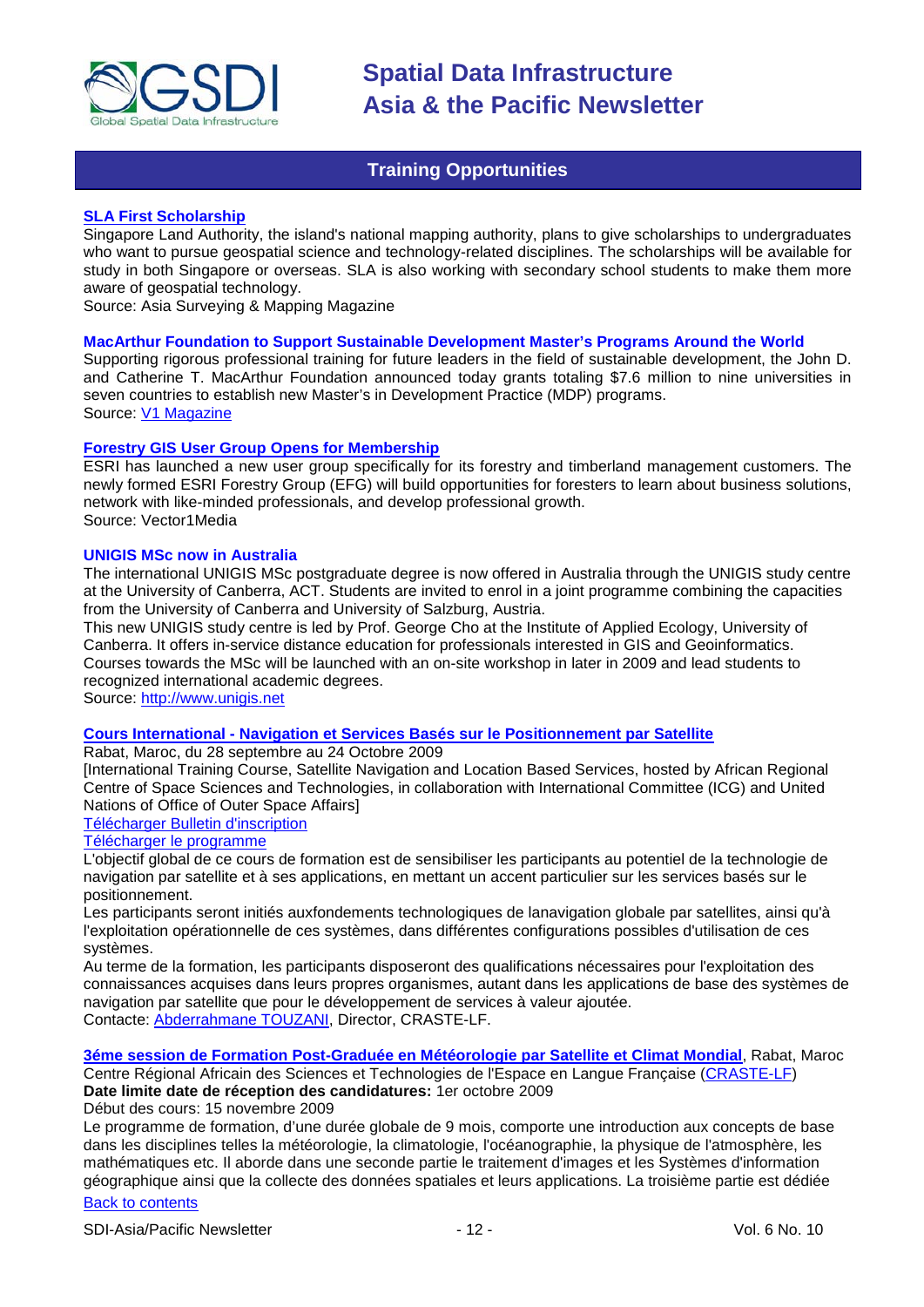## Training Opportunities

**SLA First Scholarship**
Singapore Land Authority, the island's national mapping authority, plans to give scholarships to undergraduates who want to pursue geospatial science and technology-related disciplines. The scholarships will be available for study in both Singapore or overseas. SLA is also working with secondary school students to make them more aware of geospatial technology.
Source: Asia Surveying & Mapping Magazine

**MacArthur Foundation to Support Sustainable Development Master's Programs Around the World**
Supporting rigorous professional training for future leaders in the field of sustainable development, the John D. and Catherine T. MacArthur Foundation announced today grants totaling $7.6 million to nine universities in seven countries to establish new Master's in Development Practice (MDP) programs.
Source: V1 Magazine

**Forestry GIS User Group Opens for Membership**
ESRI has launched a new user group specifically for its forestry and timberland management customers. The newly formed ESRI Forestry Group (EFG) will build opportunities for foresters to learn about business solutions, network with like-minded professionals, and develop professional growth.
Source: Vector1Media

**UNIGIS MSc now in Australia**
The international UNIGIS MSc postgraduate degree is now offered in Australia through the UNIGIS study centre at the University of Canberra, ACT. Students are invited to enrol in a joint programme combining the capacities from the University of Canberra and University of Salzburg, Austria.
This new UNIGIS study centre is led by Prof. George Cho at the Institute of Applied Ecology, University of Canberra. It offers in-service distance education for professionals interested in GIS and Geoinformatics. Courses towards the MSc will be launched with an on-site workshop in later in 2009 and lead students to recognized international academic degrees.
Source: http://www.unigis.net

**Cours International - Navigation et Services Basés sur le Positionnement par Satellite**
Rabat, Maroc, du 28 septembre au 24 Octobre 2009
[International Training Course, Satellite Navigation and Location Based Services, hosted by African Regional Centre of Space Sciences and Technologies, in collaboration with International Committee (ICG) and United Nations of Office of Outer Space Affairs]
Télécharger Bulletin d'inscription
Télécharger le programme
L'objectif global de ce cours de formation est de sensibiliser les participants au potentiel de la technologie de navigation par satellite et à ses applications, en mettant un accent particulier sur les services basés sur le positionnement.
Les participants seront initiés auxfondements technologiques de lanavigation globale par satellites, ainsi qu'à l'exploitation opérationnelle de ces systèmes, dans différentes configurations possibles d'utilisation de ces systèmes.
Au terme de la formation, les participants disposeront des qualifications nécessaires pour l'exploitation des connaissances acquises dans leurs propres organismes, autant dans les applications de base des systèmes de navigation par satellite que pour le développement de services à valeur ajoutée.
Contacte: Abderrahmane TOUZANI, Director, CRASTE-LF.

**3éme session de Formation Post-Graduée en Météorologie par Satellite et Climat Mondial**, Rabat, Maroc
Centre Régional Africain des Sciences et Technologies de l'Espace en Langue Française (CRASTE-LF)
**Date limite date de réception des candidatures:** 1er octobre 2009
Début des cours: 15 novembre 2009
Le programme de formation, d'une durée globale de 9 mois, comporte une introduction aux concepts de base dans les disciplines telles la météorologie, la climatologie, l'océanographie, la physique de l'atmosphère, les mathématiques etc. Il aborde dans une seconde partie le traitement d'images et les Systèmes d'information géographique ainsi que la collecte des données spatiales et leurs applications. La troisième partie est dédiée

Back to contents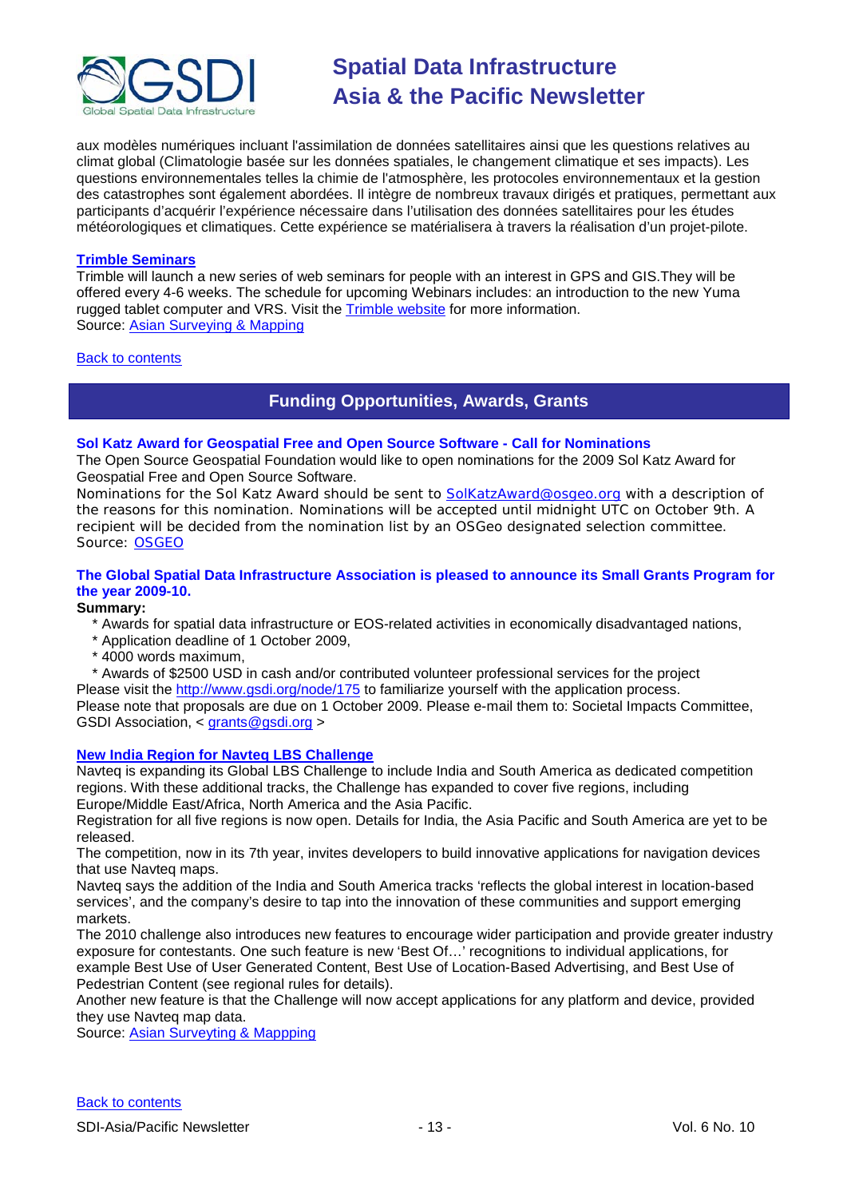aux modèles numériques incluant l'assimilation de données satellitaires ainsi que les questions relatives au climat global (Climatologie basée sur les données spatiales, le changement climatique et ses impacts). Les questions environnementales telles la chimie de l'atmosphère, les protocoles environnementaux et la gestion des catastrophes sont également abordées. Il intègre de nombreux travaux dirigés et pratiques, permettant aux participants d'acquérir l'expérience nécessaire dans l'utilisation des données satellitaires pour les études météorologiques et climatiques. Cette expérience se matérialisera à travers la réalisation d'un projet-pilote.

**Trimble Seminars**

Trimble will launch a new series of web seminars for people with an interest in GPS and GIS.They will be offered every 4-6 weeks. The schedule for upcoming Webinars includes: an introduction to the new Yuma rugged tablet computer and VRS. Visit the Trimble website for more information.
Source: Asian Surveying & Mapping

Back to contents

## Funding Opportunities, Awards, Grants

**Sol Katz Award for Geospatial Free and Open Source Software - Call for Nominations**

The Open Source Geospatial Foundation would like to open nominations for the 2009 Sol Katz Award for Geospatial Free and Open Source Software.
Nominations for the Sol Katz Award should be sent to SolKatzAward@osgeo.org with a description of the reasons for this nomination. Nominations will be accepted until midnight UTC on October 9th. A recipient will be decided from the nomination list by an OSGeo designated selection committee.
Source: OSGEO

**The Global Spatial Data Infrastructure Association is pleased to announce its Small Grants Program for the year 2009-10.**

**Summary:**

* Awards for spatial data infrastructure or EOS-related activities in economically disadvantaged nations,
* Application deadline of 1 October 2009,
* 4000 words maximum,
* Awards of $2500 USD in cash and/or contributed volunteer professional services for the project

Please visit the http://www.gsdi.org/node/175 to familiarize yourself with the application process.
Please note that proposals are due on 1 October 2009. Please e-mail them to: Societal Impacts Committee, GSDI Association, < grants@gsdi.org >

**New India Region for Navteq LBS Challenge**

Navteq is expanding its Global LBS Challenge to include India and South America as dedicated competition regions. With these additional tracks, the Challenge has expanded to cover five regions, including Europe/Middle East/Africa, North America and the Asia Pacific.
Registration for all five regions is now open. Details for India, the Asia Pacific and South America are yet to be released.
The competition, now in its 7th year, invites developers to build innovative applications for navigation devices that use Navteq maps.
Navteq says the addition of the India and South America tracks 'reflects the global interest in location-based services', and the company's desire to tap into the innovation of these communities and support emerging markets.
The 2010 challenge also introduces new features to encourage wider participation and provide greater industry exposure for contestants. One such feature is new 'Best Of…' recognitions to individual applications, for example Best Use of User Generated Content, Best Use of Location-Based Advertising, and Best Use of Pedestrian Content (see regional rules for details).
Another new feature is that the Challenge will now accept applications for any platform and device, provided they use Navteq map data.
Source: Asian Surveyting & Mappping

Back to contents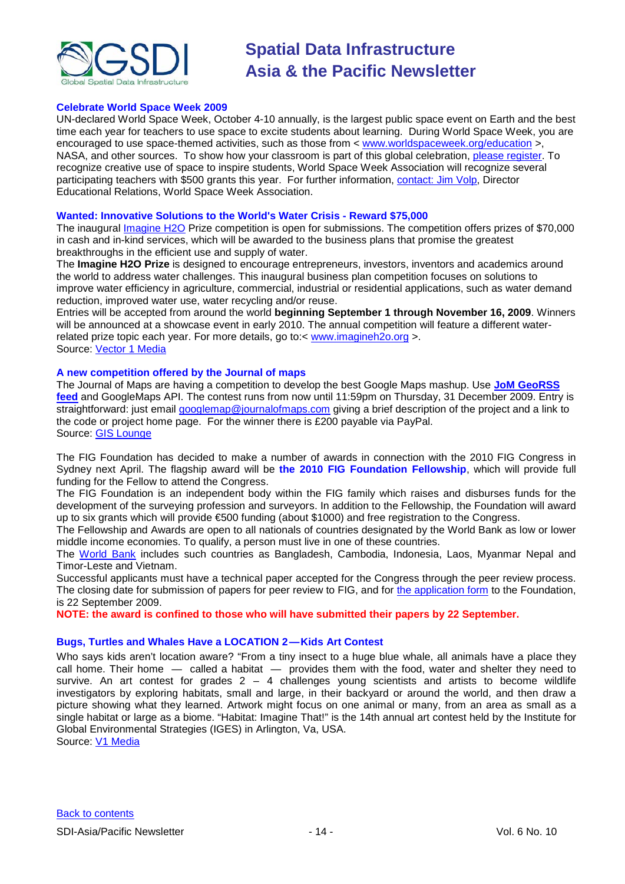### Celebrate World Space Week 2009

UN-declared World Space Week, October 4-10 annually, is the largest public space event on Earth and the best time each year for teachers to use space to excite students about learning. During World Space Week, you are encouraged to use space-themed activities, such as those from < www.worldspaceweek.org/education >, NASA, and other sources. To show how your classroom is part of this global celebration, please register. To recognize creative use of space to inspire students, World Space Week Association will recognize several participating teachers with $500 grants this year. For further information, contact: Jim Volp, Director Educational Relations, World Space Week Association.

### Wanted: Innovative Solutions to the World's Water Crisis - Reward $75,000

The inaugural Imagine H2O Prize competition is open for submissions. The competition offers prizes of $70,000 in cash and in-kind services, which will be awarded to the business plans that promise the greatest breakthroughs in the efficient use and supply of water.

The **Imagine H2O Prize** is designed to encourage entrepreneurs, investors, inventors and academics around the world to address water challenges. This inaugural business plan competition focuses on solutions to improve water efficiency in agriculture, commercial, industrial or residential applications, such as water demand reduction, improved water use, water recycling and/or reuse.

Entries will be accepted from around the world **beginning September 1 through November 16, 2009**. Winners will be announced at a showcase event in early 2010. The annual competition will feature a different water-related prize topic each year. For more details, go to:< www.imagineh2o.org >.

Source: Vector 1 Media

### A new competition offered by the Journal of maps

The Journal of Maps are having a competition to develop the best Google Maps mashup. Use **JoM GeoRSS feed** and GoogleMaps API. The contest runs from now until 11:59pm on Thursday, 31 December 2009. Entry is straightforward: just email googlemap@journalofmaps.com giving a brief description of the project and a link to the code or project home page. For the winner there is £200 payable via PayPal.

Source: GIS Lounge

The FIG Foundation has decided to make a number of awards in connection with the 2010 FIG Congress in Sydney next April. The flagship award will be **the 2010 FIG Foundation Fellowship**, which will provide full funding for the Fellow to attend the Congress.

The FIG Foundation is an independent body within the FIG family which raises and disburses funds for the development of the surveying profession and surveyors. In addition to the Fellowship, the Foundation will award up to six grants which will provide €500 funding (about $1000) and free registration to the Congress.

The Fellowship and Awards are open to all nationals of countries designated by the World Bank as low or lower middle income economies. To qualify, a person must live in one of these countries.

The World Bank includes such countries as Bangladesh, Cambodia, Indonesia, Laos, Myanmar Nepal and Timor-Leste and Vietnam.

Successful applicants must have a technical paper accepted for the Congress through the peer review process. The closing date for submission of papers for peer review to FIG, and for the application form to the Foundation, is 22 September 2009.

**NOTE: the award is confined to those who will have submitted their papers by 22 September.**

### Bugs, Turtles and Whales Have a LOCATION 2—Kids Art Contest

Who says kids aren't location aware? "From a tiny insect to a huge blue whale, all animals have a place they call home. Their home — called a habitat — provides them with the food, water and shelter they need to survive. An art contest for grades 2 – 4 challenges young scientists and artists to become wildlife investigators by exploring habitats, small and large, in their backyard or around the world, and then draw a picture showing what they learned. Artwork might focus on one animal or many, from an area as small as a single habitat or large as a biome. "Habitat: Imagine That!" is the 14th annual art contest held by the Institute for Global Environmental Strategies (IGES) in Arlington, Va, USA.

Source: V1 Media

Back to contents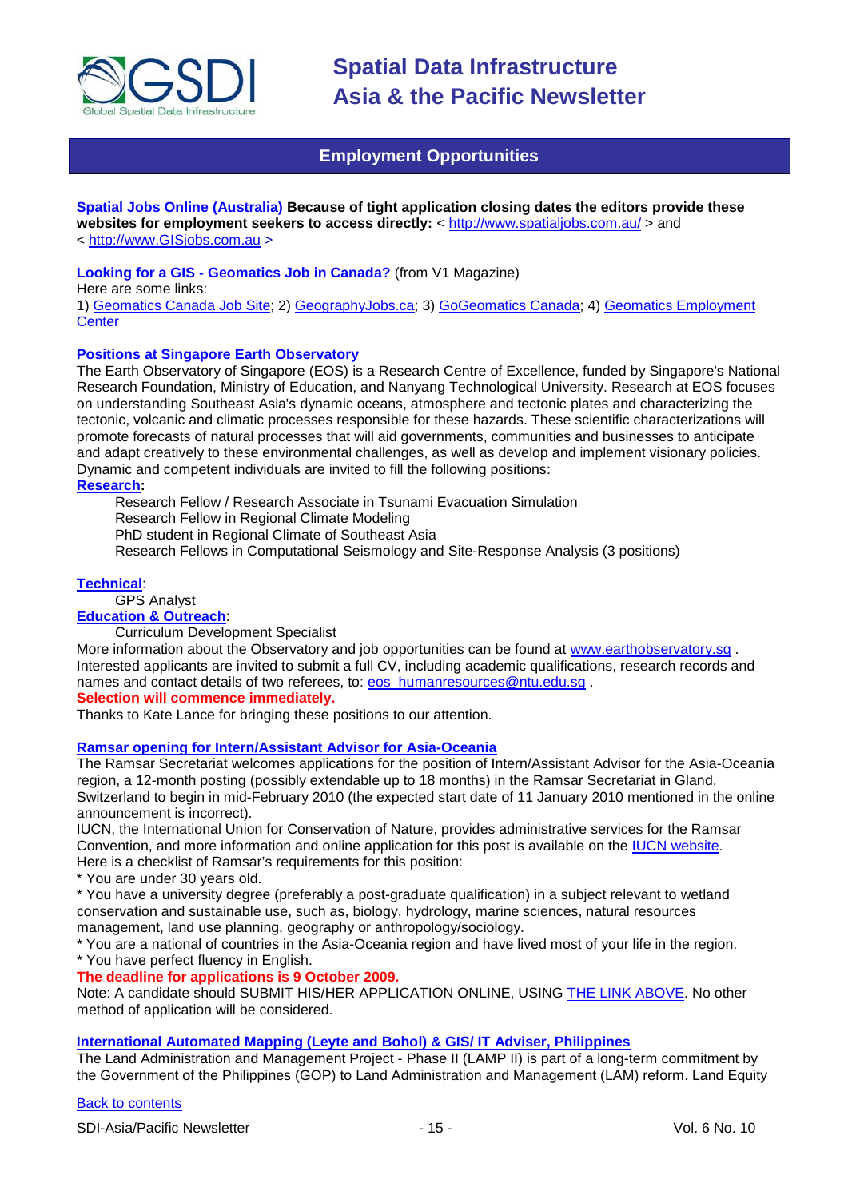## Employment Opportunities

**Spatial Jobs Online (Australia)** **Because of tight application closing dates the editors provide these websites for employment seekers to access directly:** < http://www.spatialjobs.com.au/ > and < http://www.GISjobs.com.au >

**Looking for a GIS - Geomatics Job in Canada?** (from V1 Magazine)
Here are some links:
1) Geomatics Canada Job Site; 2) GeographyJobs.ca; 3) GoGeomatics Canada; 4) Geomatics Employment Center

**Positions at Singapore Earth Observatory**
The Earth Observatory of Singapore (EOS) is a Research Centre of Excellence, funded by Singapore's National Research Foundation, Ministry of Education, and Nanyang Technological University. Research at EOS focuses on understanding Southeast Asia's dynamic oceans, atmosphere and tectonic plates and characterizing the tectonic, volcanic and climatic processes responsible for these hazards. These scientific characterizations will promote forecasts of natural processes that will aid governments, communities and businesses to anticipate and adapt creatively to these environmental challenges, as well as develop and implement visionary policies. Dynamic and competent individuals are invited to fill the following positions:

**Research:**

- Research Fellow / Research Associate in Tsunami Evacuation Simulation
- Research Fellow in Regional Climate Modeling
- PhD student in Regional Climate of Southeast Asia
- Research Fellows in Computational Seismology and Site-Response Analysis (3 positions)

**Technical**:

- GPS Analyst

**Education & Outreach**:

- Curriculum Development Specialist

More information about the Observatory and job opportunities can be found at www.earthobservatory.sg . Interested applicants are invited to submit a full CV, including academic qualifications, research records and names and contact details of two referees, to: eos_humanresources@ntu.edu.sg .

**Selection will commence immediately.**

Thanks to Kate Lance for bringing these positions to our attention.

**Ramsar opening for Intern/Assistant Advisor for Asia-Oceania**
The Ramsar Secretariat welcomes applications for the position of Intern/Assistant Advisor for the Asia-Oceania region, a 12-month posting (possibly extendable up to 18 months) in the Ramsar Secretariat in Gland, Switzerland to begin in mid-February 2010 (the expected start date of 11 January 2010 mentioned in the online announcement is incorrect).
IUCN, the International Union for Conservation of Nature, provides administrative services for the Ramsar Convention, and more information and online application for this post is available on the IUCN website.
Here is a checklist of Ramsar's requirements for this position:
* You are under 30 years old.
* You have a university degree (preferably a post-graduate qualification) in a subject relevant to wetland conservation and sustainable use, such as, biology, hydrology, marine sciences, natural resources management, land use planning, geography or anthropology/sociology.
* You are a national of countries in the Asia-Oceania region and have lived most of your life in the region.
* You have perfect fluency in English.

**The deadline for applications is 9 October 2009.**

Note: A candidate should SUBMIT HIS/HER APPLICATION ONLINE, USING THE LINK ABOVE. No other method of application will be considered.

**International Automated Mapping (Leyte and Bohol) & GIS/ IT Adviser, Philippines**
The Land Administration and Management Project - Phase II (LAMP II) is part of a long-term commitment by the Government of the Philippines (GOP) to Land Administration and Management (LAM) reform. Land Equity

Back to contents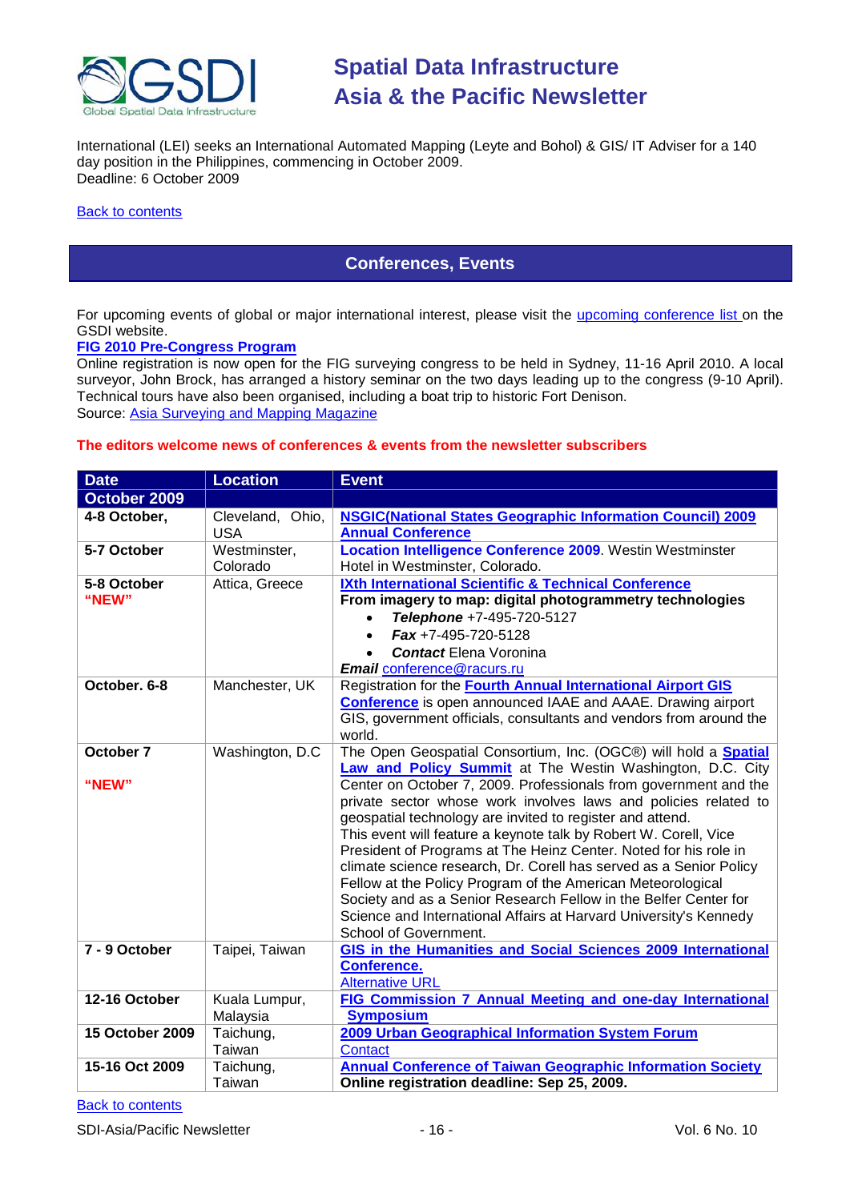International (LEI) seeks an International Automated Mapping (Leyte and Bohol) & GIS/ IT Adviser for a 140 day position in the Philippines, commencing in October 2009.
Deadline: 6 October 2009

Back to contents

## Conferences, Events

For upcoming events of global or major international interest, please visit the upcoming conference list on the GSDI website.

**FIG 2010 Pre-Congress Program**

Online registration is now open for the FIG surveying congress to be held in Sydney, 11-16 April 2010. A local surveyor, John Brock, has arranged a history seminar on the two days leading up to the congress (9-10 April). Technical tours have also been organised, including a boat trip to historic Fort Denison.
Source: Asia Surveying and Mapping Magazine

**The editors welcome news of conferences & events from the newsletter subscribers**

| Date | Location | Event |
|---|---|---|
| **October 2009** | | |
| **4-8 October,** | Cleveland, Ohio, USA | **NSGIC(National States Geographic Information Council) 2009 Annual Conference** |
| **5-7 October** | Westminster, Colorado | **Location Intelligence Conference 2009**. Westin Westminster Hotel in Westminster, Colorado. |
| **5-8 October** **"NEW"** | Attica, Greece | **IXth International Scientific & Technical Conference** **From imagery to map: digital photogrammetry technologies** <br>• ***Telephone*** +7-495-720-5127 <br>• ***Fax*** +7-495-720-5128 <br>• ***Contact*** Elena Voronina <br>***Email*** conference@racurs.ru |
| **October. 6-8** | Manchester, UK | Registration for the **Fourth Annual International Airport GIS Conference** is open announced IAAE and AAAE. Drawing airport GIS, government officials, consultants and vendors from around the world. |
| **October 7** **"NEW"** | Washington, D.C | The Open Geospatial Consortium, Inc. (OGC®) will hold a **Spatial Law and Policy Summit** at The Westin Washington, D.C. City Center on October 7, 2009. Professionals from government and the private sector whose work involves laws and policies related to geospatial technology are invited to register and attend. This event will feature a keynote talk by Robert W. Corell, Vice President of Programs at The Heinz Center. Noted for his role in climate science research, Dr. Corell has served as a Senior Policy Fellow at the Policy Program of the American Meteorological Society and as a Senior Research Fellow in the Belfer Center for Science and International Affairs at Harvard University's Kennedy School of Government. |
| **7 - 9 October** | Taipei, Taiwan | **GIS in the Humanities and Social Sciences 2009 International Conference.** <br>Alternative URL |
| **12-16 October** | Kuala Lumpur, Malaysia | **FIG Commission 7 Annual Meeting and one-day International Symposium** |
| **15 October 2009** | Taichung, Taiwan | **2009 Urban Geographical Information System Forum** <br>Contact |
| **15-16 Oct 2009** | Taichung, Taiwan | **Annual Conference of Taiwan Geographic Information Society** <br>**Online registration deadline: Sep 25, 2009.** |

Back to contents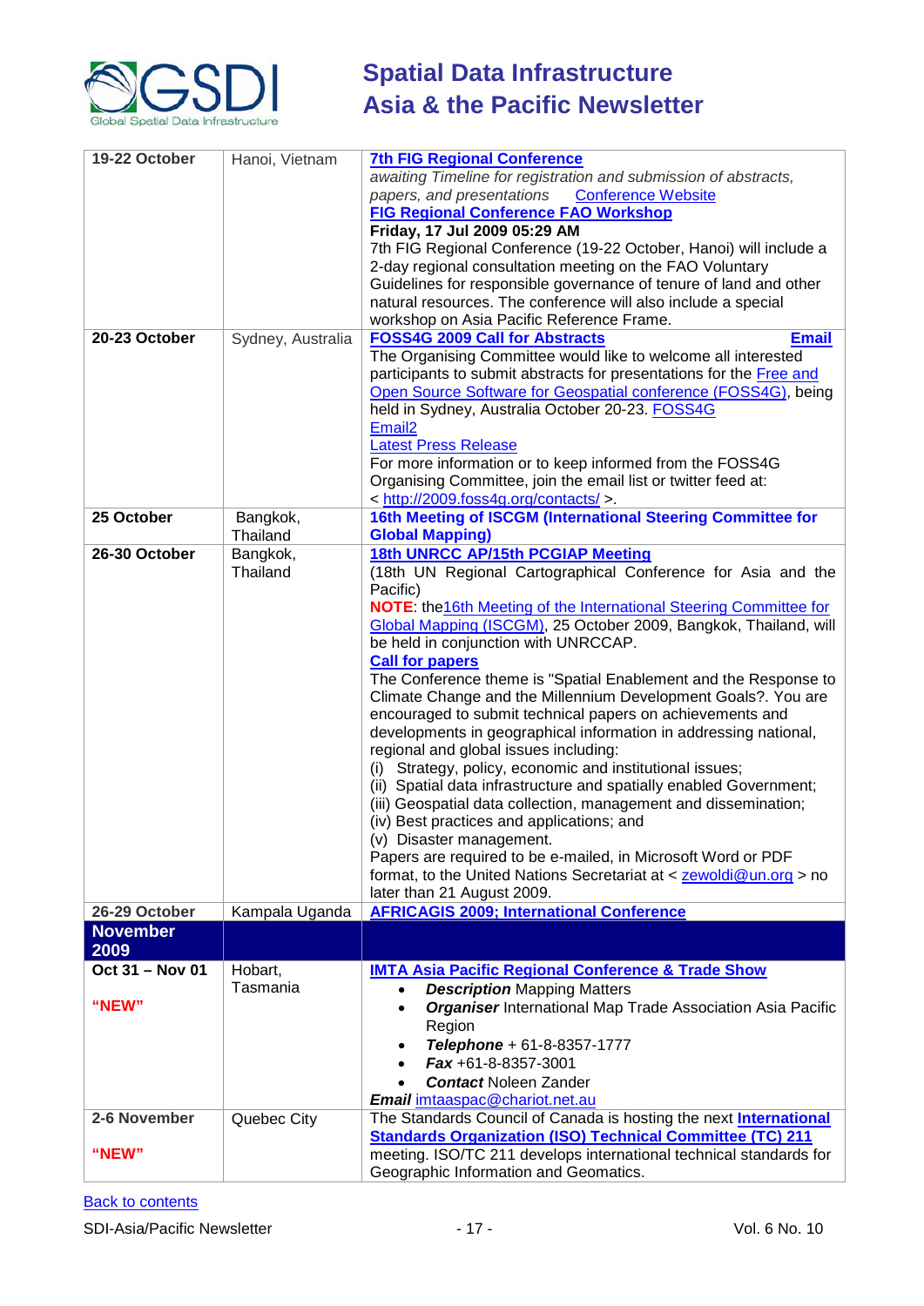| | | |
|---|---|---|
| **19-22 October** | Hanoi, Vietnam | **7th FIG Regional Conference**<br>*awaiting Timeline for registration and submission of abstracts, papers, and presentations* Conference Website<br>**FIG Regional Conference FAO Workshop**<br>**Friday, 17 Jul 2009 05:29 AM**<br>7th FIG Regional Conference (19-22 October, Hanoi) will include a 2-day regional consultation meeting on the FAO Voluntary Guidelines for responsible governance of tenure of land and other natural resources. The conference will also include a special workshop on Asia Pacific Reference Frame. |
| **20-23 October** | Sydney, Australia | **FOSS4G 2009 Call for Abstracts** **Email**<br>The Organising Committee would like to welcome all interested participants to submit abstracts for presentations for the Free and Open Source Software for Geospatial conference (FOSS4G), being held in Sydney, Australia October 20-23. FOSS4G Email2<br>Latest Press Release<br>For more information or to keep informed from the FOSS4G Organising Committee, join the email list or twitter feed at: < http://2009.foss4g.org/contacts/ >. |
| **25 October** | Bangkok, Thailand | **16th Meeting of ISCGM (International Steering Committee for Global Mapping)** |
| **26-30 October** | Bangkok, Thailand | **18th UNRCC AP/15th PCGIAP Meeting**<br>(18th UN Regional Cartographical Conference for Asia and the Pacific)<br>**NOTE**: the16th Meeting of the International Steering Committee for Global Mapping (ISCGM), 25 October 2009, Bangkok, Thailand, will be held in conjunction with UNRCCAP.<br>**Call for papers**<br>The Conference theme is "Spatial Enablement and the Response to Climate Change and the Millennium Development Goals?. You are encouraged to submit technical papers on achievements and developments in geographical information in addressing national, regional and global issues including:<br>(i) Strategy, policy, economic and institutional issues;<br>(ii) Spatial data infrastructure and spatially enabled Government;<br>(iii) Geospatial data collection, management and dissemination;<br>(iv) Best practices and applications; and<br>(v) Disaster management.<br>Papers are required to be e-mailed, in Microsoft Word or PDF format, to the United Nations Secretariat at < zewoldi@un.org > no later than 21 August 2009. |
| **26-29 October** | Kampala Uganda | **AFRICAGIS 2009; International Conference** |
| **November 2009** | | |
| **Oct 31 – Nov 01**<br><br>**"NEW"** | Hobart, Tasmania | **IMTA Asia Pacific Regional Conference & Trade Show**<br>• ***Description*** Mapping Matters<br>• ***Organiser*** International Map Trade Association Asia Pacific Region<br>• ***Telephone*** + 61-8-8357-1777<br>• ***Fax*** +61-8-8357-3001<br>• ***Contact*** Noleen Zander<br>***Email*** imtaaspac@chariot.net.au |
| **2-6 November**<br><br>**"NEW"** | Quebec City | The Standards Council of Canada is hosting the next **International Standards Organization (ISO) Technical Committee (TC) 211** meeting. ISO/TC 211 develops international technical standards for Geographic Information and Geomatics. |

Back to contents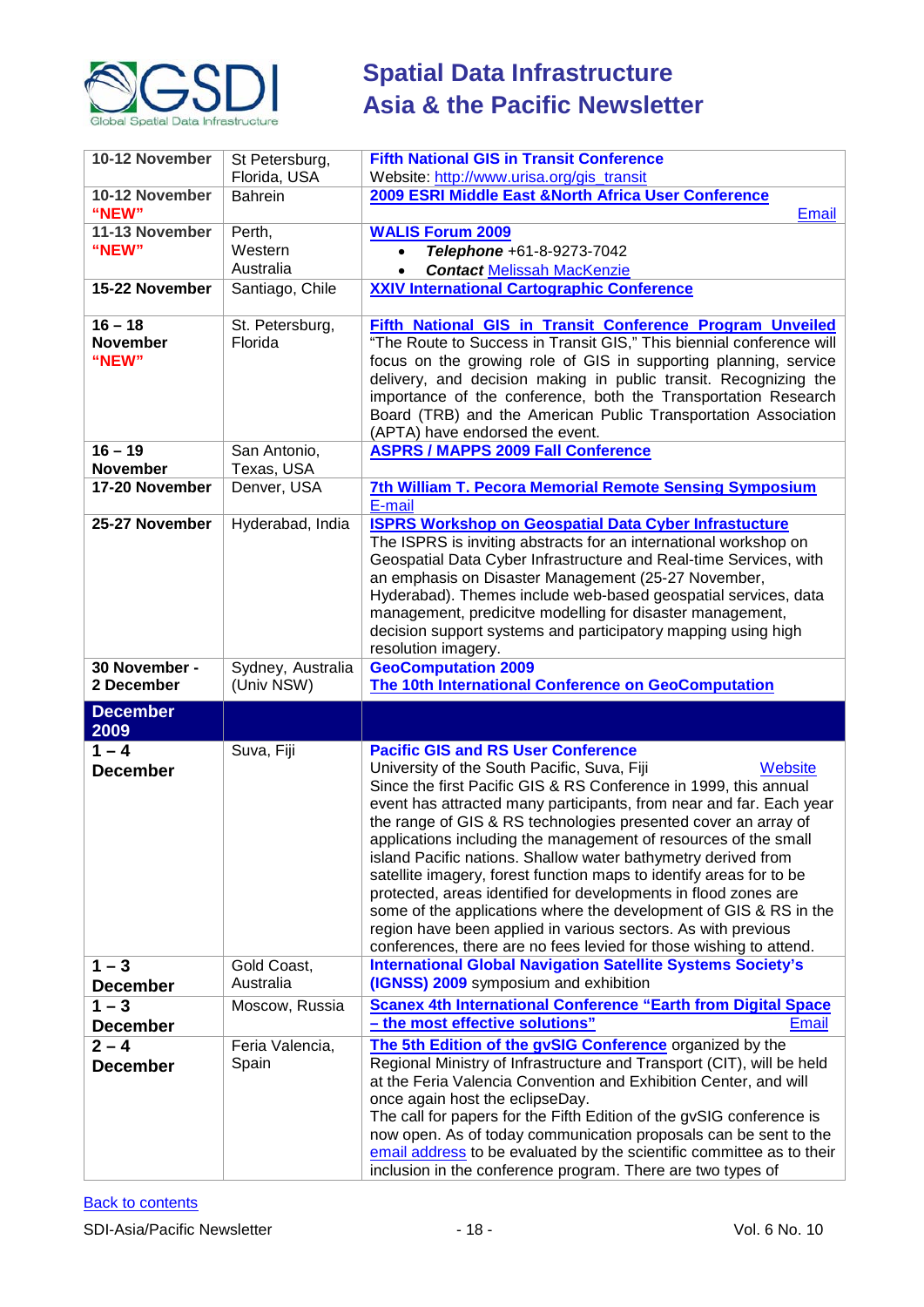| | | |
|---|---|---|
| **10-12 November** | St Petersburg, Florida, USA | **Fifth National GIS in Transit Conference** Website: http://www.urisa.org/gis_transit |
| **10-12 November "NEW"** | Bahrein | **2009 ESRI Middle East &North Africa User Conference** Email |
| **11-13 November "NEW"** | Perth, Western Australia | **WALIS Forum 2009** • ***Telephone*** +61-8-9273-7042 • ***Contact*** Melissah MacKenzie |
| **15-22 November** | Santiago, Chile | **XXIV International Cartographic Conference** |
| **16 – 18 November "NEW"** | St. Petersburg, Florida | **Fifth National GIS in Transit Conference Program Unveiled** "The Route to Success in Transit GIS," This biennial conference will focus on the growing role of GIS in supporting planning, service delivery, and decision making in public transit. Recognizing the importance of the conference, both the Transportation Research Board (TRB) and the American Public Transportation Association (APTA) have endorsed the event. |
| **16 – 19 November** | San Antonio, Texas, USA | **ASPRS / MAPPS 2009 Fall Conference** |
| **17-20 November** | Denver, USA | **7th William T. Pecora Memorial Remote Sensing Symposium** E-mail |
| **25-27 November** | Hyderabad, India | **ISPRS Workshop on Geospatial Data Cyber Infrastucture** The ISPRS is inviting abstracts for an international workshop on Geospatial Data Cyber Infrastructure and Real-time Services, with an emphasis on Disaster Management (25-27 November, Hyderabad). Themes include web-based geospatial services, data management, predicitve modelling for disaster management, decision support systems and participatory mapping using high resolution imagery. |
| **30 November - 2 December** | Sydney, Australia (Univ NSW) | **GeoComputation 2009** **The 10th International Conference on GeoComputation** |
| **December 2009** | | |
| **1 – 4 December** | Suva, Fiji | **Pacific GIS and RS User Conference** University of the South Pacific, Suva, Fiji Website Since the first Pacific GIS & RS Conference in 1999, this annual event has attracted many participants, from near and far. Each year the range of GIS & RS technologies presented cover an array of applications including the management of resources of the small island Pacific nations. Shallow water bathymetry derived from satellite imagery, forest function maps to identify areas for to be protected, areas identified for developments in flood zones are some of the applications where the development of GIS & RS in the region have been applied in various sectors. As with previous conferences, there are no fees levied for those wishing to attend. |
| **1 – 3 December** | Gold Coast, Australia | **International Global Navigation Satellite Systems Society's (IGNSS) 2009** symposium and exhibition |
| **1 – 3 December** | Moscow, Russia | **Scanex 4th International Conference "Earth from Digital Space – the most effective solutions"** Email |
| **2 – 4 December** | Feria Valencia, Spain | **The 5th Edition of the gvSIG Conference** organized by the Regional Ministry of Infrastructure and Transport (CIT), will be held at the Feria Valencia Convention and Exhibition Center, and will once again host the eclipseDay. The call for papers for the Fifth Edition of the gvSIG conference is now open. As of today communication proposals can be sent to the email address to be evaluated by the scientific committee as to their inclusion in the conference program. There are two types of |

Back to contents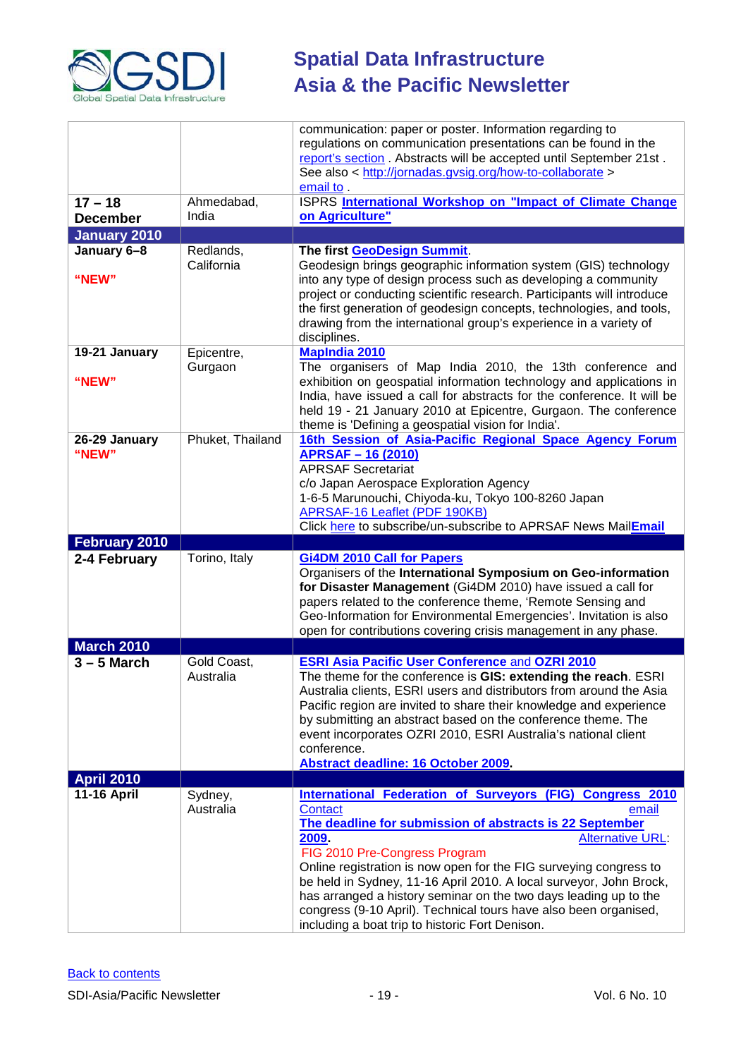| | | |
|---|---|---|
| | | communication: paper or poster. Information regarding to regulations on communication presentations can be found in the report's section . Abstracts will be accepted until September 21st . See also < http://jornadas.gvsig.org/how-to-collaborate > email to . |
| **17 – 18 December** | Ahmedabad, India | ISPRS **International Workshop on "Impact of Climate Change on Agriculture"** |
| **January 2010** | | |
| **January 6–8** **"NEW"** | Redlands, California | **The first GeoDesign Summit**. Geodesign brings geographic information system (GIS) technology into any type of design process such as developing a community project or conducting scientific research. Participants will introduce the first generation of geodesign concepts, technologies, and tools, drawing from the international group's experience in a variety of disciplines. |
| **19-21 January** **"NEW"** | Epicentre, Gurgaon | **MapIndia 2010** The organisers of Map India 2010, the 13th conference and exhibition on geospatial information technology and applications in India, have issued a call for abstracts for the conference. It will be held 19 - 21 January 2010 at Epicentre, Gurgaon. The conference theme is 'Defining a geospatial vision for India'. |
| **26-29 January** **"NEW"** | Phuket, Thailand | **16th Session of Asia-Pacific Regional Space Agency Forum APRSAF – 16 (2010)** APRSAF Secretariat c/o Japan Aerospace Exploration Agency 1-6-5 Marunouchi, Chiyoda-ku, Tokyo 100-8260 Japan APRSAF-16 Leaflet (PDF 190KB) Click here to subscribe/un-subscribe to APRSAF News Mail**Email** |
| **February 2010** | | |
| **2-4 February** | Torino, Italy | **Gi4DM 2010 Call for Papers** Organisers of the **International Symposium on Geo-information for Disaster Management** (Gi4DM 2010) have issued a call for papers related to the conference theme, 'Remote Sensing and Geo-Information for Environmental Emergencies'. Invitation is also open for contributions covering crisis management in any phase. |
| **March 2010** | | |
| **3 – 5 March** | Gold Coast, Australia | **ESRI Asia Pacific User Conference** and **OZRI 2010** The theme for the conference is **GIS: extending the reach**. ESRI Australia clients, ESRI users and distributors from around the Asia Pacific region are invited to share their knowledge and experience by submitting an abstract based on the conference theme. The event incorporates OZRI 2010, ESRI Australia's national client conference. **Abstract deadline: 16 October 2009.** |
| **April 2010** | | |
| **11-16 April** | Sydney, Australia | **International Federation of Surveyors (FIG) Congress 2010** Contact email **The deadline for submission of abstracts is 22 September 2009.** Alternative URL: FIG 2010 Pre-Congress Program Online registration is now open for the FIG surveying congress to be held in Sydney, 11-16 April 2010. A local surveyor, John Brock, has arranged a history seminar on the two days leading up to the congress (9-10 April). Technical tours have also been organised, including a boat trip to historic Fort Denison. |

Back to contents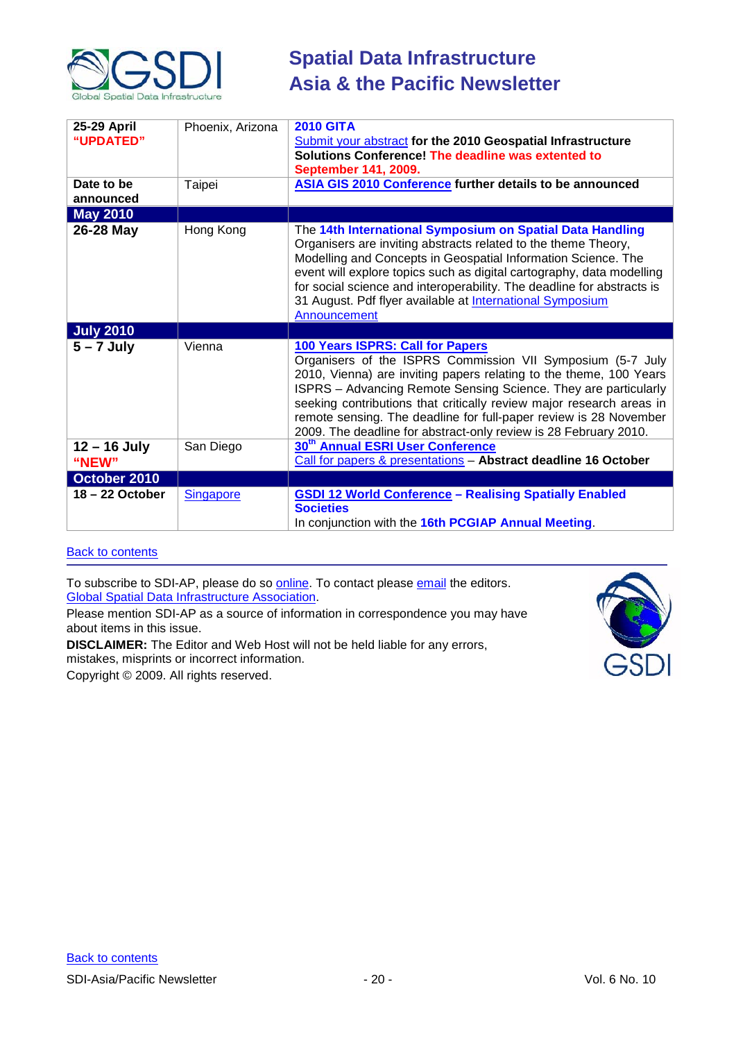| | | |
|---|---|---|
| **25-29 April** **"UPDATED"** | Phoenix, Arizona | **2010 GITA** Submit your abstract **for the 2010 Geospatial Infrastructure Solutions Conference! The deadline was extented to September 141, 2009.** |
| **Date to be announced** | Taipei | **ASIA GIS 2010 Conference further details to be announced** |
| **May 2010** | | |
| **26-28 May** | Hong Kong | The **14th International Symposium on Spatial Data Handling** Organisers are inviting abstracts related to the theme Theory, Modelling and Concepts in Geospatial Information Science. The event will explore topics such as digital cartography, data modelling for social science and interoperability. The deadline for abstracts is 31 August. Pdf flyer available at International Symposium Announcement |
| **July 2010** | | |
| **5 – 7 July** | Vienna | **100 Years ISPRS: Call for Papers** Organisers of the ISPRS Commission VII Symposium (5-7 July 2010, Vienna) are inviting papers relating to the theme, 100 Years ISPRS – Advancing Remote Sensing Science. They are particularly seeking contributions that critically review major research areas in remote sensing. The deadline for full-paper review is 28 November 2009. The deadline for abstract-only review is 28 February 2010. |
| **12 – 16 July** **"NEW"** | San Diego | **30th Annual ESRI User Conference** Call for papers & presentations – **Abstract deadline 16 October** |
| **October 2010** | | |
| **18 – 22 October** | Singapore | **GSDI 12 World Conference – Realising Spatially Enabled Societies** In conjunction with the **16th PCGIAP Annual Meeting**. |

Back to contents

To subscribe to SDI-AP, please do so online. To contact please email the editors.
Global Spatial Data Infrastructure Association.

Please mention SDI-AP as a source of information in correspondence you may have about items in this issue.

**DISCLAIMER:** The Editor and Web Host will not be held liable for any errors, mistakes, misprints or incorrect information.

Copyright © 2009. All rights reserved.

Back to contents